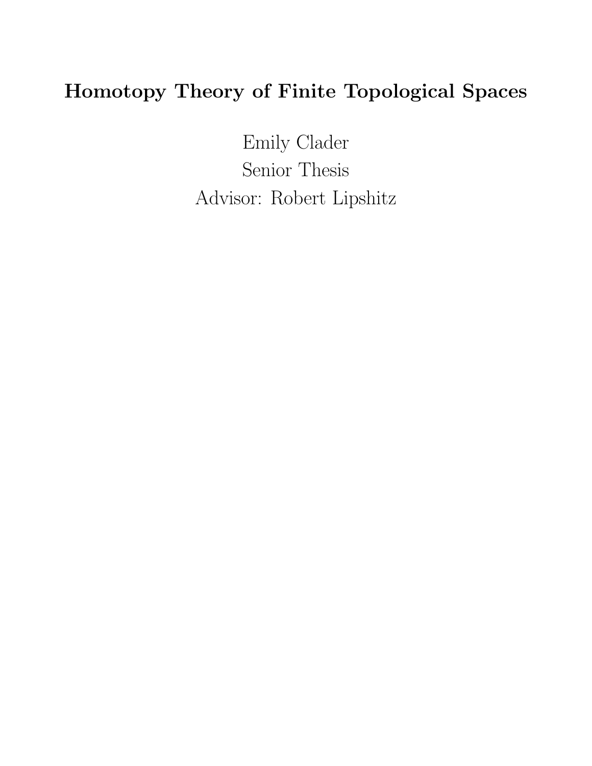# Homotopy Theory of Finite Topological Spaces

Emily Clader

Senior Thesis

Advisor: Robert Lipshitz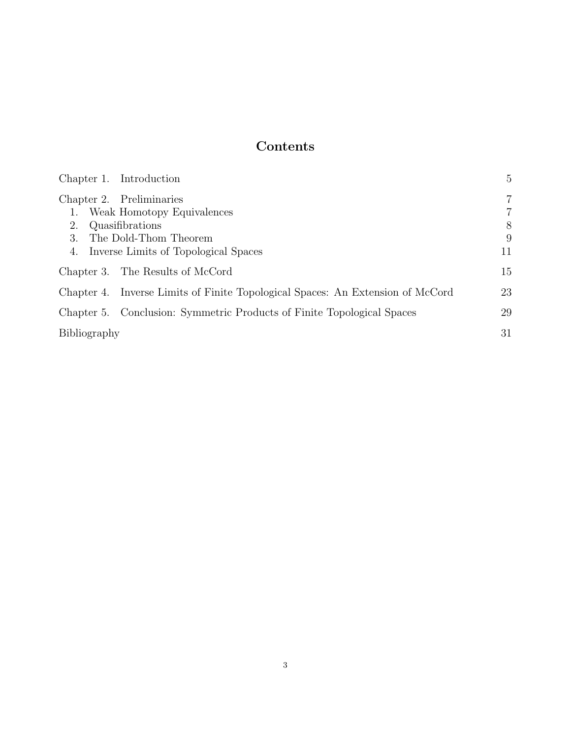# Contents

| | |
|---|---|
| Chapter 1. Introduction | 5 |
| Chapter 2. Preliminaries | 7 |
| 1. Weak Homotopy Equivalences | 7 |
| 2. Quasifibrations | 8 |
| 3. The Dold-Thom Theorem | 9 |
| 4. Inverse Limits of Topological Spaces | 11 |
| Chapter 3. The Results of McCord | 15 |
| Chapter 4. Inverse Limits of Finite Topological Spaces: An Extension of McCord | 23 |
| Chapter 5. Conclusion: Symmetric Products of Finite Topological Spaces | 29 |
| Bibliography | 31 |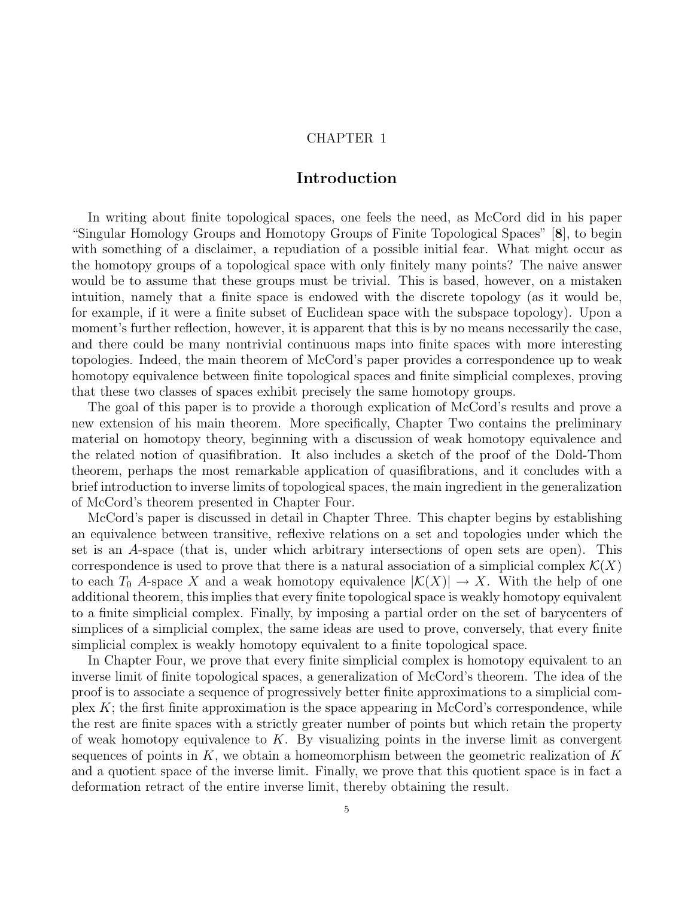# CHAPTER 1

## Introduction

In writing about finite topological spaces, one feels the need, as McCord did in his paper "Singular Homology Groups and Homotopy Groups of Finite Topological Spaces" [**8**], to begin with something of a disclaimer, a repudiation of a possible initial fear. What might occur as the homotopy groups of a topological space with only finitely many points? The naive answer would be to assume that these groups must be trivial. This is based, however, on a mistaken intuition, namely that a finite space is endowed with the discrete topology (as it would be, for example, if it were a finite subset of Euclidean space with the subspace topology). Upon a moment's further reflection, however, it is apparent that this is by no means necessarily the case, and there could be many nontrivial continuous maps into finite spaces with more interesting topologies. Indeed, the main theorem of McCord's paper provides a correspondence up to weak homotopy equivalence between finite topological spaces and finite simplicial complexes, proving that these two classes of spaces exhibit precisely the same homotopy groups.

The goal of this paper is to provide a thorough explication of McCord's results and prove a new extension of his main theorem. More specifically, Chapter Two contains the preliminary material on homotopy theory, beginning with a discussion of weak homotopy equivalence and the related notion of quasifibration. It also includes a sketch of the proof of the Dold-Thom theorem, perhaps the most remarkable application of quasifibrations, and it concludes with a brief introduction to inverse limits of topological spaces, the main ingredient in the generalization of McCord's theorem presented in Chapter Four.

McCord's paper is discussed in detail in Chapter Three. This chapter begins by establishing an equivalence between transitive, reflexive relations on a set and topologies under which the set is an *A*-space (that is, under which arbitrary intersections of open sets are open). This correspondence is used to prove that there is a natural association of a simplicial complex $\mathcal{K}(X)$ to each $T_0$ *A*-space $X$ and a weak homotopy equivalence $|\mathcal{K}(X)| \to X$. With the help of one additional theorem, this implies that every finite topological space is weakly homotopy equivalent to a finite simplicial complex. Finally, by imposing a partial order on the set of barycenters of simplices of a simplicial complex, the same ideas are used to prove, conversely, that every finite simplicial complex is weakly homotopy equivalent to a finite topological space.

In Chapter Four, we prove that every finite simplicial complex is homotopy equivalent to an inverse limit of finite topological spaces, a generalization of McCord's theorem. The idea of the proof is to associate a sequence of progressively better finite approximations to a simplicial complex $K$; the first finite approximation is the space appearing in McCord's correspondence, while the rest are finite spaces with a strictly greater number of points but which retain the property of weak homotopy equivalence to $K$. By visualizing points in the inverse limit as convergent sequences of points in $K$, we obtain a homeomorphism between the geometric realization of $K$ and a quotient space of the inverse limit. Finally, we prove that this quotient space is in fact a deformation retract of the entire inverse limit, thereby obtaining the result.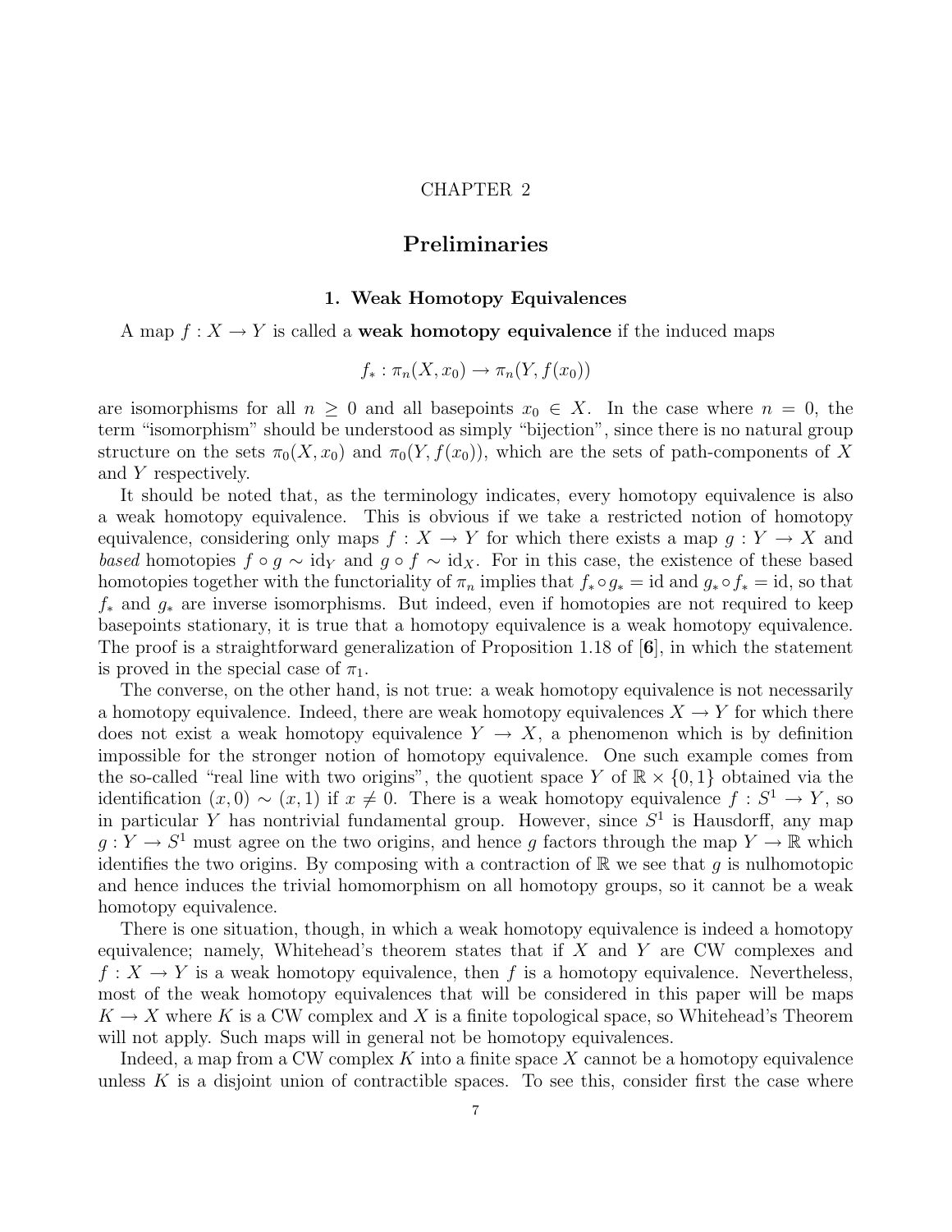CHAPTER 2

# Preliminaries

## 1. Weak Homotopy Equivalences

A map $f : X \to Y$ is called a **weak homotopy equivalence** if the induced maps

$$f_* : \pi_n(X, x_0) \to \pi_n(Y, f(x_0))$$

are isomorphisms for all $n \geq 0$ and all basepoints $x_0 \in X$. In the case where $n = 0$, the term "isomorphism" should be understood as simply "bijection", since there is no natural group structure on the sets $\pi_0(X, x_0)$ and $\pi_0(Y, f(x_0))$, which are the sets of path-components of $X$ and $Y$ respectively.

It should be noted that, as the terminology indicates, every homotopy equivalence is also a weak homotopy equivalence. This is obvious if we take a restricted notion of homotopy equivalence, considering only maps $f : X \to Y$ for which there exists a map $g : Y \to X$ and *based* homotopies $f \circ g \sim \mathrm{id}_Y$ and $g \circ f \sim \mathrm{id}_X$. For in this case, the existence of these based homotopies together with the functoriality of $\pi_n$ implies that $f_* \circ g_* = \mathrm{id}$ and $g_* \circ f_* = \mathrm{id}$, so that $f_*$ and $g_*$ are inverse isomorphisms. But indeed, even if homotopies are not required to keep basepoints stationary, it is true that a homotopy equivalence is a weak homotopy equivalence. The proof is a straightforward generalization of Proposition 1.18 of [**6**], in which the statement is proved in the special case of $\pi_1$.

The converse, on the other hand, is not true: a weak homotopy equivalence is not necessarily a homotopy equivalence. Indeed, there are weak homotopy equivalences $X \to Y$ for which there does not exist a weak homotopy equivalence $Y \to X$, a phenomenon which is by definition impossible for the stronger notion of homotopy equivalence. One such example comes from the so-called "real line with two origins", the quotient space $Y$ of $\mathbb{R} \times \{0, 1\}$ obtained via the identification $(x, 0) \sim (x, 1)$ if $x \neq 0$. There is a weak homotopy equivalence $f : S^1 \to Y$, so in particular $Y$ has nontrivial fundamental group. However, since $S^1$ is Hausdorff, any map $g : Y \to S^1$ must agree on the two origins, and hence $g$ factors through the map $Y \to \mathbb{R}$ which identifies the two origins. By composing with a contraction of $\mathbb{R}$ we see that $g$ is nulhomotopic and hence induces the trivial homomorphism on all homotopy groups, so it cannot be a weak homotopy equivalence.

There is one situation, though, in which a weak homotopy equivalence is indeed a homotopy equivalence; namely, Whitehead's theorem states that if $X$ and $Y$ are CW complexes and $f : X \to Y$ is a weak homotopy equivalence, then $f$ is a homotopy equivalence. Nevertheless, most of the weak homotopy equivalences that will be considered in this paper will be maps $K \to X$ where $K$ is a CW complex and $X$ is a finite topological space, so Whitehead's Theorem will not apply. Such maps will in general not be homotopy equivalences.

Indeed, a map from a CW complex $K$ into a finite space $X$ cannot be a homotopy equivalence unless $K$ is a disjoint union of contractible spaces. To see this, consider first the case where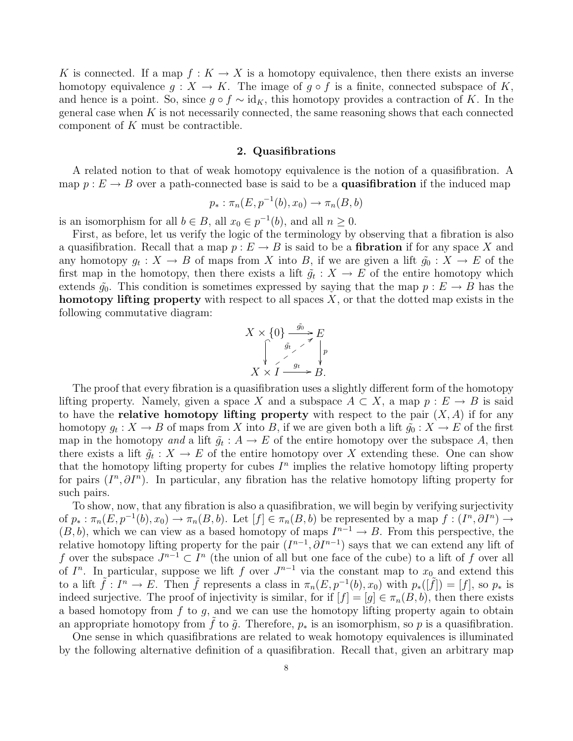$K$ is connected. If a map $f : K \to X$ is a homotopy equivalence, then there exists an inverse homotopy equivalence $g : X \to K$. The image of $g \circ f$ is a finite, connected subspace of $K$, and hence is a point. So, since $g \circ f \sim \mathrm{id}_K$, this homotopy provides a contraction of $K$. In the general case when $K$ is not necessarily connected, the same reasoning shows that each connected component of $K$ must be contractible.

## 2. Quasifibrations

A related notion to that of weak homotopy equivalence is the notion of a quasifibration. A map $p : E \to B$ over a path-connected base is said to be a **quasifibration** if the induced map

$$p_* : \pi_n(E, p^{-1}(b), x_0) \to \pi_n(B, b)$$

is an isomorphism for all $b \in B$, all $x_0 \in p^{-1}(b)$, and all $n \geq 0$.

First, as before, let us verify the logic of the terminology by observing that a fibration is also a quasifibration. Recall that a map $p : E \to B$ is said to be a **fibration** if for any space $X$ and any homotopy $g_t : X \to B$ of maps from $X$ into $B$, if we are given a lift $\tilde{g_0} : X \to E$ of the first map in the homotopy, then there exists a lift $\tilde{g_t} : X \to E$ of the entire homotopy which extends $\tilde{g_0}$. This condition is sometimes expressed by saying that the map $p : E \to B$ has the **homotopy lifting property** with respect to all spaces $X$, or that the dotted map exists in the following commutative diagram:

$$\begin{array}{ccc} X \times \{0\} & \xrightarrow{\tilde{g_0}} & E \\ \big\downarrow & \overset{\tilde{g_t}}{\nearrow} & \big\downarrow p \\ X \times I & \xrightarrow{g_t} & B. \end{array}$$

The proof that every fibration is a quasifibration uses a slightly different form of the homotopy lifting property. Namely, given a space $X$ and a subspace $A \subset X$, a map $p : E \to B$ is said to have the **relative homotopy lifting property** with respect to the pair $(X, A)$ if for any homotopy $g_t : X \to B$ of maps from $X$ into $B$, if we are given both a lift $\tilde{g_0} : X \to E$ of the first map in the homotopy *and* a lift $\tilde{g_t} : A \to E$ of the entire homotopy over the subspace $A$, then there exists a lift $\tilde{g_t} : X \to E$ of the entire homotopy over $X$ extending these. One can show that the homotopy lifting property for cubes $I^n$ implies the relative homotopy lifting property for pairs $(I^n, \partial I^n)$. In particular, any fibration has the relative homotopy lifting property for such pairs.

To show, now, that any fibration is also a quasifibration, we will begin by verifying surjectivity of $p_* : \pi_n(E, p^{-1}(b), x_0) \to \pi_n(B, b)$. Let $[f] \in \pi_n(B, b)$ be represented by a map $f : (I^n, \partial I^n) \to (B, b)$, which we can view as a based homotopy of maps $I^{n-1} \to B$. From this perspective, the relative homotopy lifting property for the pair $(I^{n-1}, \partial I^{n-1})$ says that we can extend any lift of $f$ over the subspace $J^{n-1} \subset I^n$ (the union of all but one face of the cube) to a lift of $f$ over all of $I^n$. In particular, suppose we lift $f$ over $J^{n-1}$ via the constant map to $x_0$ and extend this to a lift $\tilde{f} : I^n \to E$. Then $\tilde{f}$ represents a class in $\pi_n(E, p^{-1}(b), x_0)$ with $p_*([\tilde{f}]) = [f]$, so $p_*$ is indeed surjective. The proof of injectivity is similar, for if $[f] = [g] \in \pi_n(B, b)$, then there exists a based homotopy from $f$ to $g$, and we can use the homotopy lifting property again to obtain an appropriate homotopy from $\tilde{f}$ to $\tilde{g}$. Therefore, $p_*$ is an isomorphism, so $p$ is a quasifibration.

One sense in which quasifibrations are related to weak homotopy equivalences is illuminated by the following alternative definition of a quasifibration. Recall that, given an arbitrary map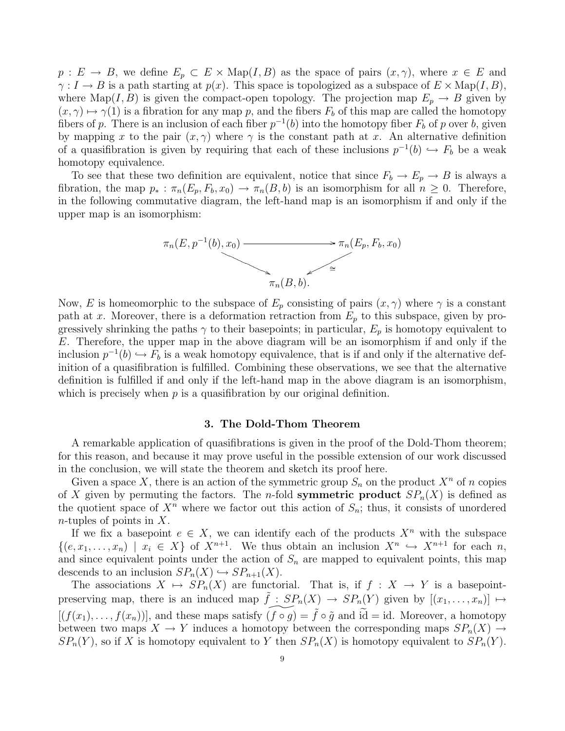$p : E \to B$, we define $E_p \subset E \times \mathrm{Map}(I, B)$ as the space of pairs $(x, \gamma)$, where $x \in E$ and $\gamma : I \to B$ is a path starting at $p(x)$. This space is topologized as a subspace of $E \times \mathrm{Map}(I, B)$, where $\mathrm{Map}(I, B)$ is given the compact-open topology. The projection map $E_p \to B$ given by $(x, \gamma) \mapsto \gamma(1)$ is a fibration for any map $p$, and the fibers $F_b$ of this map are called the homotopy fibers of $p$. There is an inclusion of each fiber $p^{-1}(b)$ into the homotopy fiber $F_b$ of $p$ over $b$, given by mapping $x$ to the pair $(x, \gamma)$ where $\gamma$ is the constant path at $x$. An alternative definition of a quasifibration is given by requiring that each of these inclusions $p^{-1}(b) \hookrightarrow F_b$ be a weak homotopy equivalence.

To see that these two definition are equivalent, notice that since $F_b \to E_p \to B$ is always a fibration, the map $p_* : \pi_n(E_p, F_b, x_0) \to \pi_n(B, b)$ is an isomorphism for all $n \geq 0$. Therefore, in the following commutative diagram, the left-hand map is an isomorphism if and only if the upper map is an isomorphism:

$$\begin{array}{ccc} \pi_n(E, p^{-1}(b), x_0) & \longrightarrow & \pi_n(E_p, F_b, x_0) \\ & \searrow \quad \swarrow_{\cong} & \\ & \pi_n(B, b). & \end{array}$$

Now, $E$ is homeomorphic to the subspace of $E_p$ consisting of pairs $(x, \gamma)$ where $\gamma$ is a constant path at $x$. Moreover, there is a deformation retraction from $E_p$ to this subspace, given by progressively shrinking the paths $\gamma$ to their basepoints; in particular, $E_p$ is homotopy equivalent to $E$. Therefore, the upper map in the above diagram will be an isomorphism if and only if the inclusion $p^{-1}(b) \hookrightarrow F_b$ is a weak homotopy equivalence, that is if and only if the alternative definition of a quasifibration is fulfilled. Combining these observations, we see that the alternative definition is fulfilled if and only if the left-hand map in the above diagram is an isomorphism, which is precisely when $p$ is a quasifibration by our original definition.

## 3. The Dold-Thom Theorem

A remarkable application of quasifibrations is given in the proof of the Dold-Thom theorem; for this reason, and because it may prove useful in the possible extension of our work discussed in the conclusion, we will state the theorem and sketch its proof here.

Given a space $X$, there is an action of the symmetric group $S_n$ on the product $X^n$ of $n$ copies of $X$ given by permuting the factors. The $n$-fold **symmetric product** $SP_n(X)$ is defined as the quotient space of $X^n$ where we factor out this action of $S_n$; thus, it consists of unordered $n$-tuples of points in $X$.

If we fix a basepoint $e \in X$, we can identify each of the products $X^n$ with the subspace $\{(e, x_1, \ldots, x_n) \mid x_i \in X\}$ of $X^{n+1}$. We thus obtain an inclusion $X^n \hookrightarrow X^{n+1}$ for each $n$, and since equivalent points under the action of $S_n$ are mapped to equivalent points, this map descends to an inclusion $SP_n(X) \hookrightarrow SP_{n+1}(X)$.

The associations $X \mapsto SP_n(X)$ are functorial. That is, if $f : X \to Y$ is a basepoint-preserving map, there is an induced map $\tilde{f} : SP_n(X) \to SP_n(Y)$ given by $[(x_1, \ldots, x_n)] \mapsto [(f(x_1), \ldots, f(x_n))]$, and these maps satisfy $\widetilde{(f \circ g)} = \tilde{f} \circ \tilde{g}$ and $\widetilde{\mathrm{id}} = \mathrm{id}$. Moreover, a homotopy between two maps $X \to Y$ induces a homotopy between the corresponding maps $SP_n(X) \to SP_n(Y)$, so if $X$ is homotopy equivalent to $Y$ then $SP_n(X)$ is homotopy equivalent to $SP_n(Y)$.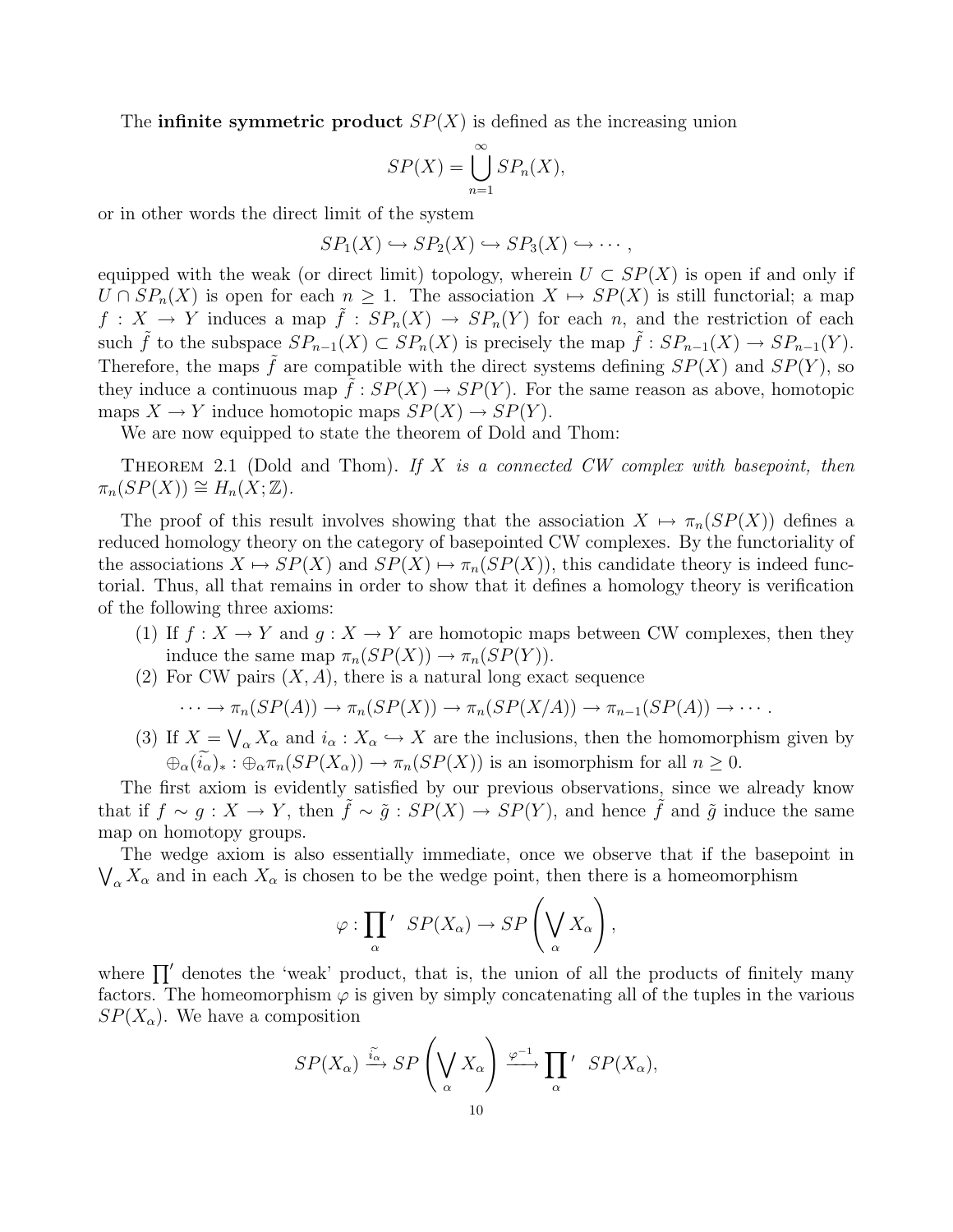The **infinite symmetric product** $SP(X)$ is defined as the increasing union

$$SP(X) = \bigcup_{n=1}^{\infty} SP_n(X),$$

or in other words the direct limit of the system

$$SP_1(X) \hookrightarrow SP_2(X) \hookrightarrow SP_3(X) \hookrightarrow \cdots,$$

equipped with the weak (or direct limit) topology, wherein $U \subset SP(X)$ is open if and only if $U \cap SP_n(X)$ is open for each $n \geq 1$. The association $X \mapsto SP(X)$ is still functorial; a map $f : X \to Y$ induces a map $\tilde{f} : SP_n(X) \to SP_n(Y)$ for each $n$, and the restriction of each such $\tilde{f}$ to the subspace $SP_{n-1}(X) \subset SP_n(X)$ is precisely the map $\tilde{f} : SP_{n-1}(X) \to SP_{n-1}(Y)$. Therefore, the maps $\tilde{f}$ are compatible with the direct systems defining $SP(X)$ and $SP(Y)$, so they induce a continuous map $\tilde{f} : SP(X) \to SP(Y)$. For the same reason as above, homotopic maps $X \to Y$ induce homotopic maps $SP(X) \to SP(Y)$.

We are now equipped to state the theorem of Dold and Thom:

Theorem 2.1 (Dold and Thom). *If $X$ is a connected CW complex with basepoint, then $\pi_n(SP(X)) \cong H_n(X; \mathbb{Z})$.*

The proof of this result involves showing that the association $X \mapsto \pi_n(SP(X))$ defines a reduced homology theory on the category of basepointed CW complexes. By the functoriality of the associations $X \mapsto SP(X)$ and $SP(X) \mapsto \pi_n(SP(X))$, this candidate theory is indeed functorial. Thus, all that remains in order to show that it defines a homology theory is verification of the following three axioms:

1. If $f : X \to Y$ and $g : X \to Y$ are homotopic maps between CW complexes, then they induce the same map $\pi_n(SP(X)) \to \pi_n(SP(Y))$.
2. For CW pairs $(X, A)$, there is a natural long exact sequence
$$\cdots \to \pi_n(SP(A)) \to \pi_n(SP(X)) \to \pi_n(SP(X/A)) \to \pi_{n-1}(SP(A)) \to \cdots.$$
3. If $X = \bigvee_\alpha X_\alpha$ and $i_\alpha : X_\alpha \hookrightarrow X$ are the inclusions, then the homomorphism given by $\oplus_\alpha (\widetilde{i_\alpha})_* : \oplus_\alpha \pi_n(SP(X_\alpha)) \to \pi_n(SP(X))$ is an isomorphism for all $n \geq 0$.

The first axiom is evidently satisfied by our previous observations, since we already know that if $f \sim g : X \to Y$, then $\tilde{f} \sim \tilde{g} : SP(X) \to SP(Y)$, and hence $\tilde{f}$ and $\tilde{g}$ induce the same map on homotopy groups.

The wedge axiom is also essentially immediate, once we observe that if the basepoint in $\bigvee_\alpha X_\alpha$ and in each $X_\alpha$ is chosen to be the wedge point, then there is a homeomorphism

$$\varphi : {\prod_\alpha}' \; SP(X_\alpha) \to SP\left(\bigvee_\alpha X_\alpha\right),$$

where $\prod'$ denotes the 'weak' product, that is, the union of all the products of finitely many factors. The homeomorphism $\varphi$ is given by simply concatenating all of the tuples in the various $SP(X_\alpha)$. We have a composition

$$SP(X_\alpha) \xrightarrow{\widetilde{i_\alpha}} SP\left(\bigvee_\alpha X_\alpha\right) \xrightarrow{\varphi^{-1}} {\prod_\alpha}' \; SP(X_\alpha),$$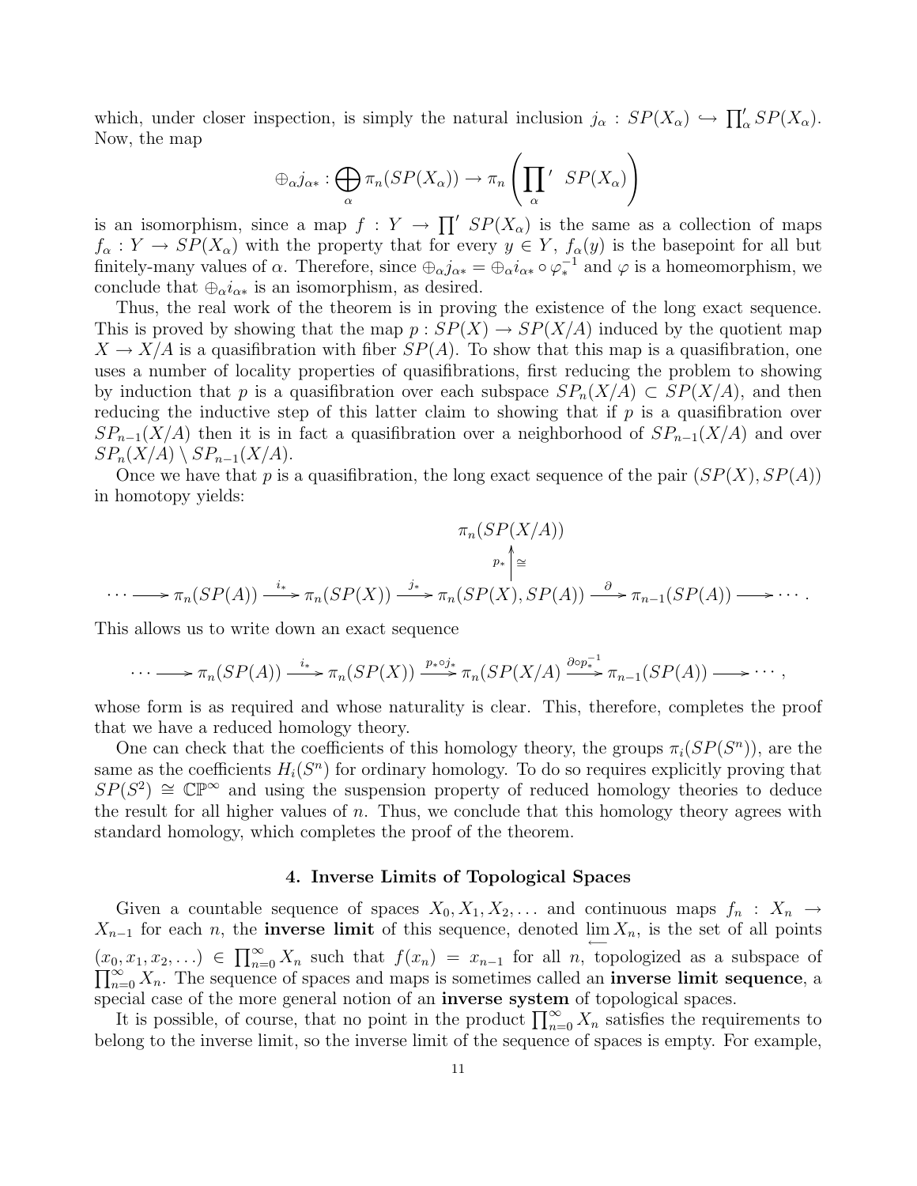which, under closer inspection, is simply the natural inclusion $j_\alpha : SP(X_\alpha) \hookrightarrow \prod'_\alpha SP(X_\alpha)$. Now, the map

$$\oplus_\alpha j_{\alpha *} : \bigoplus_\alpha \pi_n(SP(X_\alpha)) \to \pi_n\left(\prod_\alpha{}' \;\; SP(X_\alpha)\right)$$

is an isomorphism, since a map $f : Y \to \prod' SP(X_\alpha)$ is the same as a collection of maps $f_\alpha : Y \to SP(X_\alpha)$ with the property that for every $y \in Y$, $f_\alpha(y)$ is the basepoint for all but finitely-many values of $\alpha$. Therefore, since $\oplus_\alpha j_{\alpha *} = \oplus_\alpha i_{\alpha *} \circ \varphi_*^{-1}$ and $\varphi$ is a homeomorphism, we conclude that $\oplus_\alpha i_{\alpha *}$ is an isomorphism, as desired.

Thus, the real work of the theorem is in proving the existence of the long exact sequence. This is proved by showing that the map $p : SP(X) \to SP(X/A)$ induced by the quotient map $X \to X/A$ is a quasifibration with fiber $SP(A)$. To show that this map is a quasifibration, one uses a number of locality properties of quasifibrations, first reducing the problem to showing by induction that $p$ is a quasifibration over each subspace $SP_n(X/A) \subset SP(X/A)$, and then reducing the inductive step of this latter claim to showing that if $p$ is a quasifibration over $SP_{n-1}(X/A)$ then it is in fact a quasifibration over a neighborhood of $SP_{n-1}(X/A)$ and over $SP_n(X/A) \setminus SP_{n-1}(X/A)$.

Once we have that $p$ is a quasifibration, the long exact sequence of the pair $(SP(X), SP(A))$ in homotopy yields:

$$\begin{array}{ccccccccc} & & & & \pi_n(SP(X/A)) & & & & \\ & & & & \uparrow{\scriptstyle p_*}\,\cong & & & & \\ \cdots \longrightarrow \pi_n(SP(A)) & \xrightarrow{i_*} & \pi_n(SP(X)) & \xrightarrow{j_*} & \pi_n(SP(X), SP(A)) & \xrightarrow{\partial} & \pi_{n-1}(SP(A)) & \longrightarrow & \cdots . \end{array}$$

This allows us to write down an exact sequence

$$\cdots \longrightarrow \pi_n(SP(A)) \xrightarrow{i_*} \pi_n(SP(X)) \xrightarrow{p_* \circ j_*} \pi_n(SP(X/A) \xrightarrow{\partial \circ p_*^{-1}} \pi_{n-1}(SP(A)) \longrightarrow \cdots,$$

whose form is as required and whose naturality is clear. This, therefore, completes the proof that we have a reduced homology theory.

One can check that the coefficients of this homology theory, the groups $\pi_i(SP(S^n))$, are the same as the coefficients $H_i(S^n)$ for ordinary homology. To do so requires explicitly proving that $SP(S^2) \cong \mathbb{CP}^\infty$ and using the suspension property of reduced homology theories to deduce the result for all higher values of $n$. Thus, we conclude that this homology theory agrees with standard homology, which completes the proof of the theorem.

## 4. Inverse Limits of Topological Spaces

Given a countable sequence of spaces $X_0, X_1, X_2, \ldots$ and continuous maps $f_n : X_n \to X_{n-1}$ for each $n$, the **inverse limit** of this sequence, denoted $\varprojlim X_n$, is the set of all points $(x_0, x_1, x_2, \ldots) \in \prod_{n=0}^\infty X_n$ such that $f(x_n) = x_{n-1}$ for all $n$, topologized as a subspace of $\prod_{n=0}^\infty X_n$. The sequence of spaces and maps is sometimes called an **inverse limit sequence**, a special case of the more general notion of an **inverse system** of topological spaces.

It is possible, of course, that no point in the product $\prod_{n=0}^\infty X_n$ satisfies the requirements to belong to the inverse limit, so the inverse limit of the sequence of spaces is empty. For example,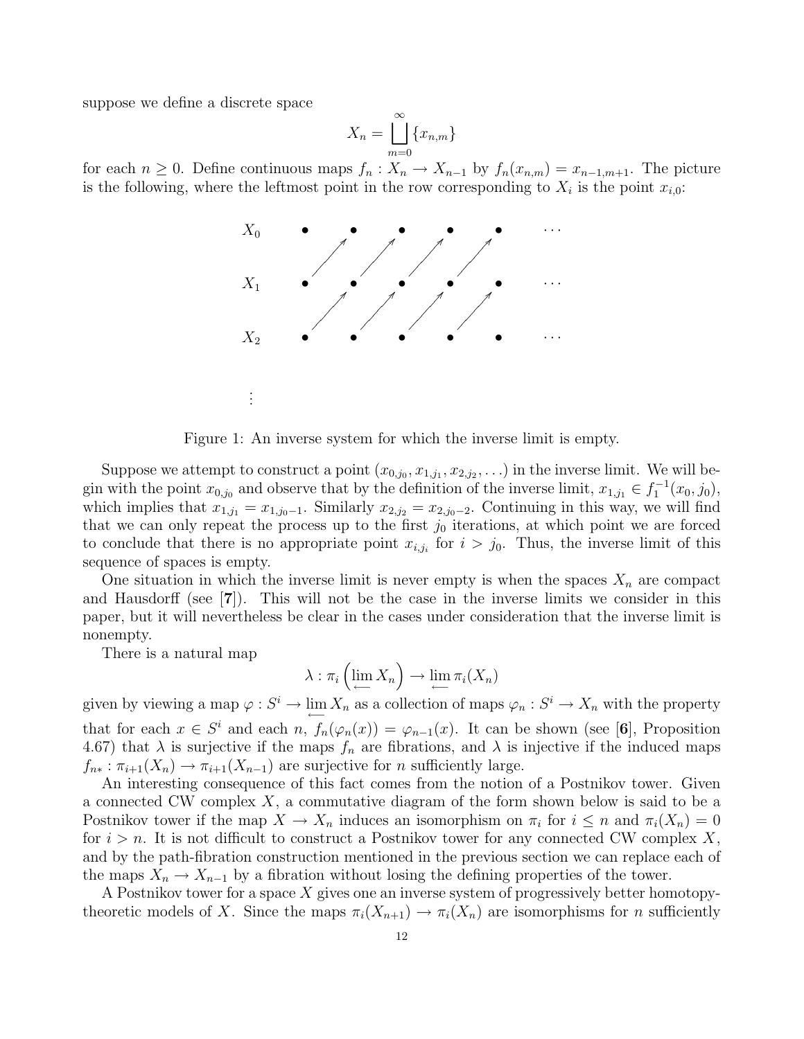suppose we define a discrete space

$$X_n = \bigsqcup_{m=0}^{\infty} \{x_{n,m}\}$$

for each $n \geq 0$. Define continuous maps $f_n : X_n \to X_{n-1}$ by $f_n(x_{n,m}) = x_{n-1,m+1}$. The picture is the following, where the leftmost point in the row corresponding to $X_i$ is the point $x_{i,0}$:

Figure 1: An inverse system for which the inverse limit is empty.

Suppose we attempt to construct a point $(x_{0,j_0}, x_{1,j_1}, x_{2,j_2}, \ldots)$ in the inverse limit. We will begin with the point $x_{0,j_0}$ and observe that by the definition of the inverse limit, $x_{1,j_1} \in f_1^{-1}(x_0, j_0)$, which implies that $x_{1,j_1} = x_{1,j_0-1}$. Similarly $x_{2,j_2} = x_{2,j_0-2}$. Continuing in this way, we will find that we can only repeat the process up to the first $j_0$ iterations, at which point we are forced to conclude that there is no appropriate point $x_{i,j_i}$ for $i > j_0$. Thus, the inverse limit of this sequence of spaces is empty.

One situation in which the inverse limit is never empty is when the spaces $X_n$ are compact and Hausdorff (see [**7**]). This will not be the case in the inverse limits we consider in this paper, but it will nevertheless be clear in the cases under consideration that the inverse limit is nonempty.

There is a natural map

$$\lambda : \pi_i \left( \varprojlim X_n \right) \to \varprojlim \pi_i(X_n)$$

given by viewing a map $\varphi : S^i \to \varprojlim X_n$ as a collection of maps $\varphi_n : S^i \to X_n$ with the property that for each $x \in S^i$ and each $n$, $f_n(\varphi_n(x)) = \varphi_{n-1}(x)$. It can be shown (see [**6**], Proposition 4.67) that $\lambda$ is surjective if the maps $f_n$ are fibrations, and $\lambda$ is injective if the induced maps $f_{n*} : \pi_{i+1}(X_n) \to \pi_{i+1}(X_{n-1})$ are surjective for $n$ sufficiently large.

An interesting consequence of this fact comes from the notion of a Postnikov tower. Given a connected CW complex $X$, a commutative diagram of the form shown below is said to be a Postnikov tower if the map $X \to X_n$ induces an isomorphism on $\pi_i$ for $i \leq n$ and $\pi_i(X_n) = 0$ for $i > n$. It is not difficult to construct a Postnikov tower for any connected CW complex $X$, and by the path-fibration construction mentioned in the previous section we can replace each of the maps $X_n \to X_{n-1}$ by a fibration without losing the defining properties of the tower.

A Postnikov tower for a space $X$ gives one an inverse system of progressively better homotopy-theoretic models of $X$. Since the maps $\pi_i(X_{n+1}) \to \pi_i(X_n)$ are isomorphisms for $n$ sufficiently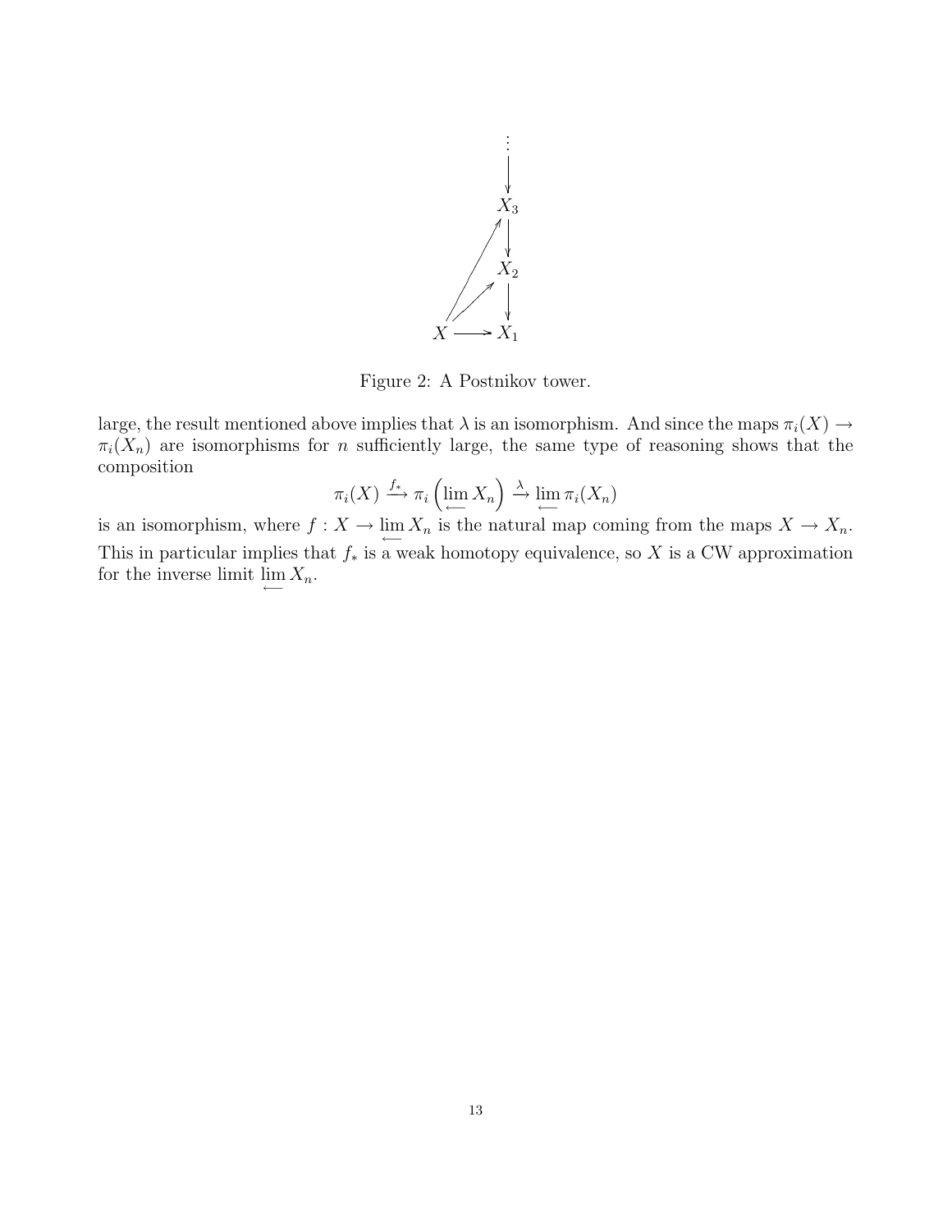Figure 2: A Postnikov tower.

large, the result mentioned above implies that $\lambda$ is an isomorphism. And since the maps $\pi_i(X) \to \pi_i(X_n)$ are isomorphisms for $n$ sufficiently large, the same type of reasoning shows that the composition

$$\pi_i(X) \xrightarrow{f_*} \pi_i\left(\varprojlim X_n\right) \xrightarrow{\lambda} \varprojlim \pi_i(X_n)$$

is an isomorphism, where $f : X \to \varprojlim X_n$ is the natural map coming from the maps $X \to X_n$. This in particular implies that $f_*$ is a weak homotopy equivalence, so $X$ is a CW approximation for the inverse limit $\varprojlim X_n$.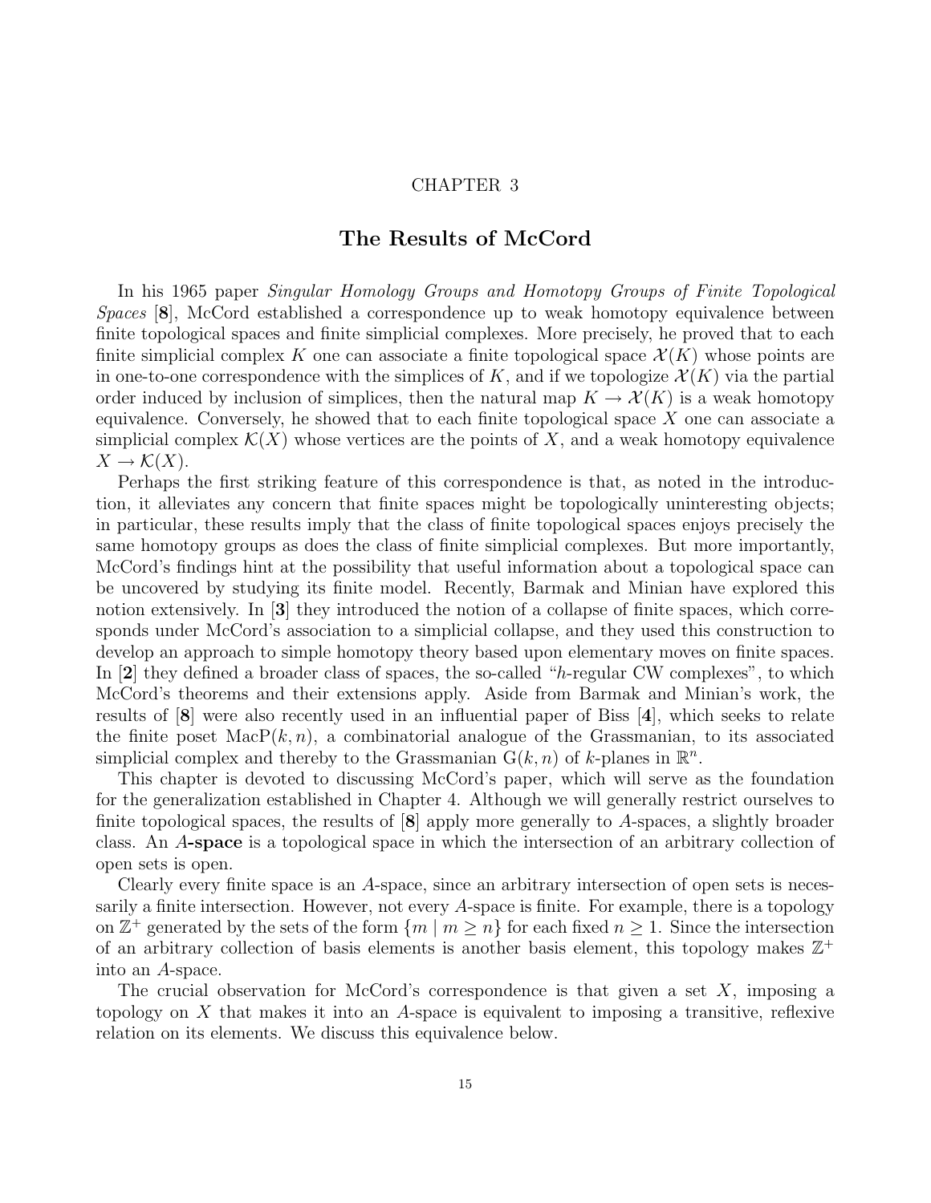# CHAPTER 3

## The Results of McCord

In his 1965 paper *Singular Homology Groups and Homotopy Groups of Finite Topological Spaces* [**8**], McCord established a correspondence up to weak homotopy equivalence between finite topological spaces and finite simplicial complexes. More precisely, he proved that to each finite simplicial complex $K$ one can associate a finite topological space $\mathcal{X}(K)$ whose points are in one-to-one correspondence with the simplices of $K$, and if we topologize $\mathcal{X}(K)$ via the partial order induced by inclusion of simplices, then the natural map $K \to \mathcal{X}(K)$ is a weak homotopy equivalence. Conversely, he showed that to each finite topological space $X$ one can associate a simplicial complex $\mathcal{K}(X)$ whose vertices are the points of $X$, and a weak homotopy equivalence $X \to \mathcal{K}(X)$.

Perhaps the first striking feature of this correspondence is that, as noted in the introduction, it alleviates any concern that finite spaces might be topologically uninteresting objects; in particular, these results imply that the class of finite topological spaces enjoys precisely the same homotopy groups as does the class of finite simplicial complexes. But more importantly, McCord's findings hint at the possibility that useful information about a topological space can be uncovered by studying its finite model. Recently, Barmak and Minian have explored this notion extensively. In [**3**] they introduced the notion of a collapse of finite spaces, which corresponds under McCord's association to a simplicial collapse, and they used this construction to develop an approach to simple homotopy theory based upon elementary moves on finite spaces. In [**2**] they defined a broader class of spaces, the so-called "$h$-regular CW complexes", to which McCord's theorems and their extensions apply. Aside from Barmak and Minian's work, the results of [**8**] were also recently used in an influential paper of Biss [**4**], which seeks to relate the finite poset $\mathrm{MacP}(k, n)$, a combinatorial analogue of the Grassmanian, to its associated simplicial complex and thereby to the Grassmanian $\mathrm{G}(k, n)$ of $k$-planes in $\mathbb{R}^n$.

This chapter is devoted to discussing McCord's paper, which will serve as the foundation for the generalization established in Chapter 4. Although we will generally restrict ourselves to finite topological spaces, the results of [**8**] apply more generally to $A$-spaces, a slightly broader class. An ***A*-space** is a topological space in which the intersection of an arbitrary collection of open sets is open.

Clearly every finite space is an $A$-space, since an arbitrary intersection of open sets is necessarily a finite intersection. However, not every $A$-space is finite. For example, there is a topology on $\mathbb{Z}^+$ generated by the sets of the form $\{m \mid m \geq n\}$ for each fixed $n \geq 1$. Since the intersection of an arbitrary collection of basis elements is another basis element, this topology makes $\mathbb{Z}^+$ into an $A$-space.

The crucial observation for McCord's correspondence is that given a set $X$, imposing a topology on $X$ that makes it into an $A$-space is equivalent to imposing a transitive, reflexive relation on its elements. We discuss this equivalence below.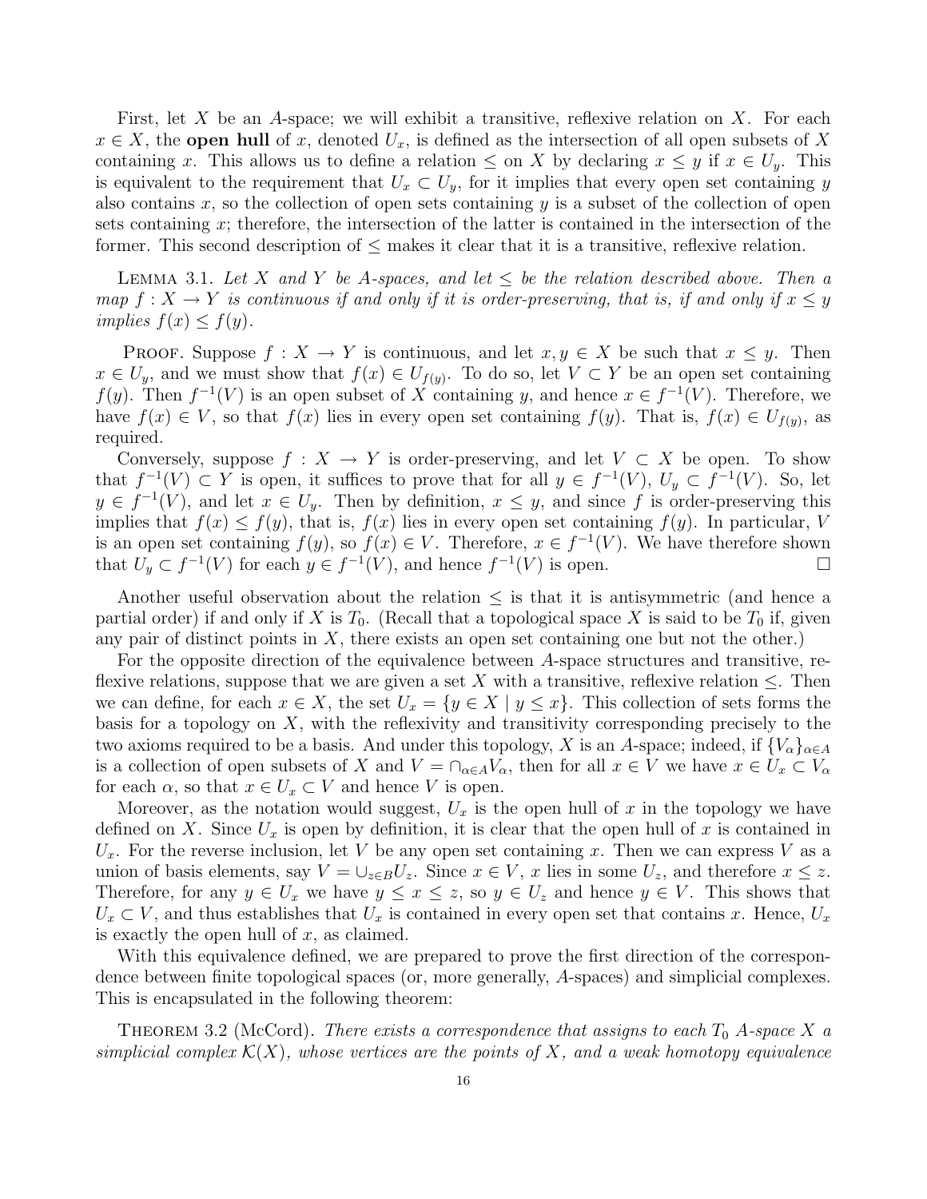First, let $X$ be an $A$-space; we will exhibit a transitive, reflexive relation on $X$. For each $x \in X$, the **open hull** of $x$, denoted $U_x$, is defined as the intersection of all open subsets of $X$ containing $x$. This allows us to define a relation $\leq$ on $X$ by declaring $x \leq y$ if $x \in U_y$. This is equivalent to the requirement that $U_x \subset U_y$, for it implies that every open set containing $y$ also contains $x$, so the collection of open sets containing $y$ is a subset of the collection of open sets containing $x$; therefore, the intersection of the latter is contained in the intersection of the former. This second description of $\leq$ makes it clear that it is a transitive, reflexive relation.

LEMMA 3.1. *Let $X$ and $Y$ be $A$-spaces, and let $\leq$ be the relation described above. Then a map $f : X \to Y$ is continuous if and only if it is order-preserving, that is, if and only if $x \leq y$ implies $f(x) \leq f(y)$.*

PROOF. Suppose $f : X \to Y$ is continuous, and let $x, y \in X$ be such that $x \leq y$. Then $x \in U_y$, and we must show that $f(x) \in U_{f(y)}$. To do so, let $V \subset Y$ be an open set containing $f(y)$. Then $f^{-1}(V)$ is an open subset of $X$ containing $y$, and hence $x \in f^{-1}(V)$. Therefore, we have $f(x) \in V$, so that $f(x)$ lies in every open set containing $f(y)$. That is, $f(x) \in U_{f(y)}$, as required.

Conversely, suppose $f : X \to Y$ is order-preserving, and let $V \subset X$ be open. To show that $f^{-1}(V) \subset Y$ is open, it suffices to prove that for all $y \in f^{-1}(V)$, $U_y \subset f^{-1}(V)$. So, let $y \in f^{-1}(V)$, and let $x \in U_y$. Then by definition, $x \leq y$, and since $f$ is order-preserving this implies that $f(x) \leq f(y)$, that is, $f(x)$ lies in every open set containing $f(y)$. In particular, $V$ is an open set containing $f(y)$, so $f(x) \in V$. Therefore, $x \in f^{-1}(V)$. We have therefore shown that $U_y \subset f^{-1}(V)$ for each $y \in f^{-1}(V)$, and hence $f^{-1}(V)$ is open. □

Another useful observation about the relation $\leq$ is that it is antisymmetric (and hence a partial order) if and only if $X$ is $T_0$. (Recall that a topological space $X$ is said to be $T_0$ if, given any pair of distinct points in $X$, there exists an open set containing one but not the other.)

For the opposite direction of the equivalence between $A$-space structures and transitive, reflexive relations, suppose that we are given a set $X$ with a transitive, reflexive relation $\leq$. Then we can define, for each $x \in X$, the set $U_x = \{y \in X \mid y \leq x\}$. This collection of sets forms the basis for a topology on $X$, with the reflexivity and transitivity corresponding precisely to the two axioms required to be a basis. And under this topology, $X$ is an $A$-space; indeed, if $\{V_\alpha\}_{\alpha \in A}$ is a collection of open subsets of $X$ and $V = \cap_{\alpha \in A} V_\alpha$, then for all $x \in V$ we have $x \in U_x \subset V_\alpha$ for each $\alpha$, so that $x \in U_x \subset V$ and hence $V$ is open.

Moreover, as the notation would suggest, $U_x$ is the open hull of $x$ in the topology we have defined on $X$. Since $U_x$ is open by definition, it is clear that the open hull of $x$ is contained in $U_x$. For the reverse inclusion, let $V$ be any open set containing $x$. Then we can express $V$ as a union of basis elements, say $V = \cup_{z \in B} U_z$. Since $x \in V$, $x$ lies in some $U_z$, and therefore $x \leq z$. Therefore, for any $y \in U_x$ we have $y \leq x \leq z$, so $y \in U_z$ and hence $y \in V$. This shows that $U_x \subset V$, and thus establishes that $U_x$ is contained in every open set that contains $x$. Hence, $U_x$ is exactly the open hull of $x$, as claimed.

With this equivalence defined, we are prepared to prove the first direction of the correspondence between finite topological spaces (or, more generally, $A$-spaces) and simplicial complexes. This is encapsulated in the following theorem:

THEOREM 3.2 (McCord). *There exists a correspondence that assigns to each $T_0$ $A$-space $X$ a simplicial complex $\mathcal{K}(X)$, whose vertices are the points of $X$, and a weak homotopy equivalence*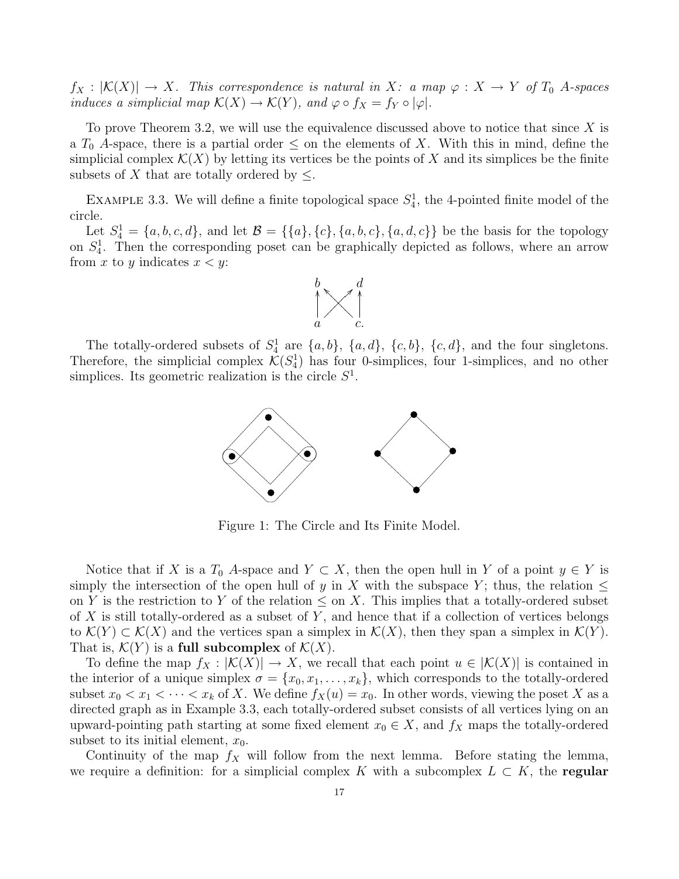*$f_X : |\mathcal{K}(X)| \to X$. This correspondence is natural in $X$: a map $\varphi : X \to Y$ of $T_0$ A-spaces induces a simplicial map $\mathcal{K}(X) \to \mathcal{K}(Y)$, and $\varphi \circ f_X = f_Y \circ |\varphi|$.*

To prove Theorem 3.2, we will use the equivalence discussed above to notice that since $X$ is a $T_0$ $A$-space, there is a partial order $\leq$ on the elements of $X$. With this in mind, define the simplicial complex $\mathcal{K}(X)$ by letting its vertices be the points of $X$ and its simplices be the finite subsets of $X$ that are totally ordered by $\leq$.

Example 3.3. We will define a finite topological space $S^1_4$, the 4-pointed finite model of the circle.

Let $S^1_4 = \{a, b, c, d\}$, and let $\mathcal{B} = \{\{a\}, \{c\}, \{a, b, c\}, \{a, d, c\}\}$ be the basis for the topology on $S^1_4$. Then the corresponding poset can be graphically depicted as follows, where an arrow from $x$ to $y$ indicates $x < y$:

The totally-ordered subsets of $S^1_4$ are $\{a, b\}$, $\{a, d\}$, $\{c, b\}$, $\{c, d\}$, and the four singletons. Therefore, the simplicial complex $\mathcal{K}(S^1_4)$ has four 0-simplices, four 1-simplices, and no other simplices. Its geometric realization is the circle $S^1$.

Figure 1: The Circle and Its Finite Model.

Notice that if $X$ is a $T_0$ $A$-space and $Y \subset X$, then the open hull in $Y$ of a point $y \in Y$ is simply the intersection of the open hull of $y$ in $X$ with the subspace $Y$; thus, the relation $\leq$ on $Y$ is the restriction to $Y$ of the relation $\leq$ on $X$. This implies that a totally-ordered subset of $X$ is still totally-ordered as a subset of $Y$, and hence that if a collection of vertices belongs to $\mathcal{K}(Y) \subset \mathcal{K}(X)$ and the vertices span a simplex in $\mathcal{K}(X)$, then they span a simplex in $\mathcal{K}(Y)$. That is, $\mathcal{K}(Y)$ is a **full subcomplex** of $\mathcal{K}(X)$.

To define the map $f_X : |\mathcal{K}(X)| \to X$, we recall that each point $u \in |\mathcal{K}(X)|$ is contained in the interior of a unique simplex $\sigma = \{x_0, x_1, \ldots, x_k\}$, which corresponds to the totally-ordered subset $x_0 < x_1 < \cdots < x_k$ of $X$. We define $f_X(u) = x_0$. In other words, viewing the poset $X$ as a directed graph as in Example 3.3, each totally-ordered subset consists of all vertices lying on an upward-pointing path starting at some fixed element $x_0 \in X$, and $f_X$ maps the totally-ordered subset to its initial element, $x_0$.

Continuity of the map $f_X$ will follow from the next lemma. Before stating the lemma, we require a definition: for a simplicial complex $K$ with a subcomplex $L \subset K$, the **regular**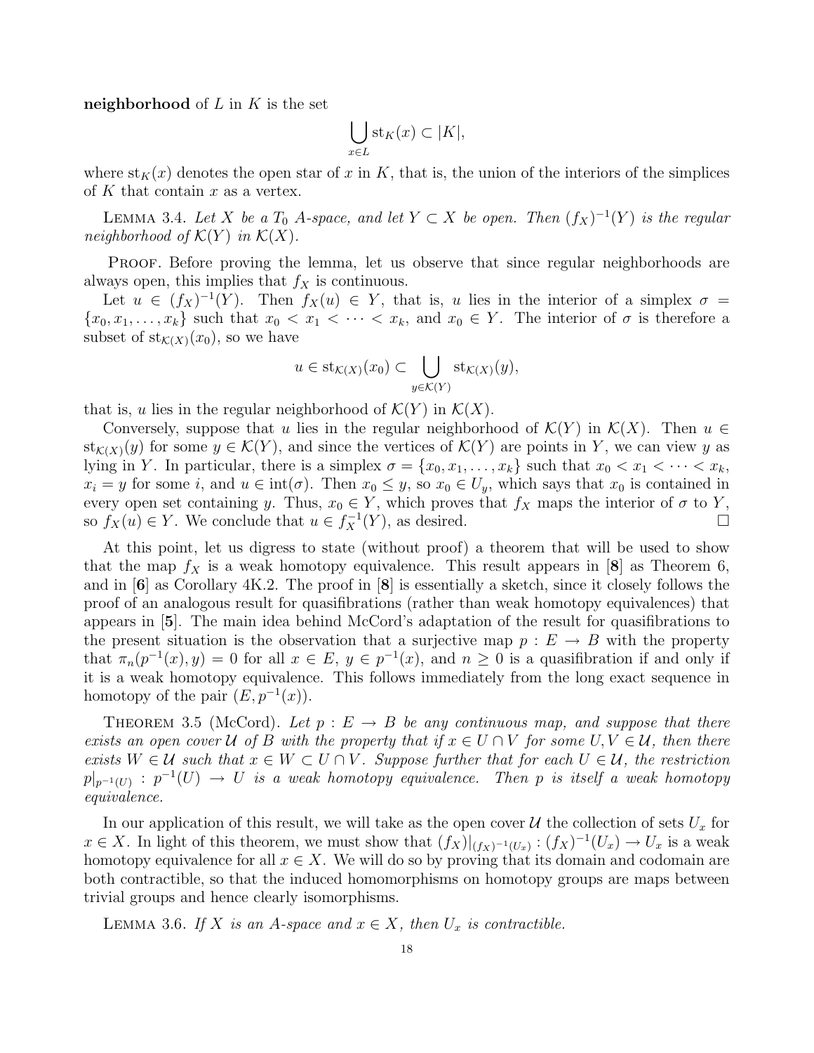**neighborhood** of $L$ in $K$ is the set

$$\bigcup_{x \in L} \mathrm{st}_K(x) \subset |K|,$$

where $\mathrm{st}_K(x)$ denotes the open star of $x$ in $K$, that is, the union of the interiors of the simplices of $K$ that contain $x$ as a vertex.

LEMMA 3.4. *Let $X$ be a $T_0$ A-space, and let $Y \subset X$ be open. Then $(f_X)^{-1}(Y)$ is the regular neighborhood of $\mathcal{K}(Y)$ in $\mathcal{K}(X)$.*

PROOF. Before proving the lemma, let us observe that since regular neighborhoods are always open, this implies that $f_X$ is continuous.

Let $u \in (f_X)^{-1}(Y)$. Then $f_X(u) \in Y$, that is, $u$ lies in the interior of a simplex $\sigma = \{x_0, x_1, \ldots, x_k\}$ such that $x_0 < x_1 < \cdots < x_k$, and $x_0 \in Y$. The interior of $\sigma$ is therefore a subset of $\mathrm{st}_{\mathcal{K}(X)}(x_0)$, so we have

$$u \in \mathrm{st}_{\mathcal{K}(X)}(x_0) \subset \bigcup_{y \in \mathcal{K}(Y)} \mathrm{st}_{\mathcal{K}(X)}(y),$$

that is, $u$ lies in the regular neighborhood of $\mathcal{K}(Y)$ in $\mathcal{K}(X)$.

Conversely, suppose that $u$ lies in the regular neighborhood of $\mathcal{K}(Y)$ in $\mathcal{K}(X)$. Then $u \in \mathrm{st}_{\mathcal{K}(X)}(y)$ for some $y \in \mathcal{K}(Y)$, and since the vertices of $\mathcal{K}(Y)$ are points in $Y$, we can view $y$ as lying in $Y$. In particular, there is a simplex $\sigma = \{x_0, x_1, \ldots, x_k\}$ such that $x_0 < x_1 < \cdots < x_k$, $x_i = y$ for some $i$, and $u \in \mathrm{int}(\sigma)$. Then $x_0 \leq y$, so $x_0 \in U_y$, which says that $x_0$ is contained in every open set containing $y$. Thus, $x_0 \in Y$, which proves that $f_X$ maps the interior of $\sigma$ to $Y$, so $f_X(u) \in Y$. We conclude that $u \in f_X^{-1}(Y)$, as desired. $\square$

At this point, let us digress to state (without proof) a theorem that will be used to show that the map $f_X$ is a weak homotopy equivalence. This result appears in [**8**] as Theorem 6, and in [**6**] as Corollary 4K.2. The proof in [**8**] is essentially a sketch, since it closely follows the proof of an analogous result for quasifibrations (rather than weak homotopy equivalences) that appears in [**5**]. The main idea behind McCord's adaptation of the result for quasifibrations to the present situation is the observation that a surjective map $p : E \to B$ with the property that $\pi_n(p^{-1}(x), y) = 0$ for all $x \in E$, $y \in p^{-1}(x)$, and $n \geq 0$ is a quasifibration if and only if it is a weak homotopy equivalence. This follows immediately from the long exact sequence in homotopy of the pair $(E, p^{-1}(x))$.

THEOREM 3.5 (McCord). *Let $p : E \to B$ be any continuous map, and suppose that there exists an open cover $\mathcal{U}$ of $B$ with the property that if $x \in U \cap V$ for some $U, V \in \mathcal{U}$, then there exists $W \in \mathcal{U}$ such that $x \in W \subset U \cap V$. Suppose further that for each $U \in \mathcal{U}$, the restriction $p|_{p^{-1}(U)} : p^{-1}(U) \to U$ is a weak homotopy equivalence. Then $p$ is itself a weak homotopy equivalence.*

In our application of this result, we will take as the open cover $\mathcal{U}$ the collection of sets $U_x$ for $x \in X$. In light of this theorem, we must show that $(f_X)|_{(f_X)^{-1}(U_x)} : (f_X)^{-1}(U_x) \to U_x$ is a weak homotopy equivalence for all $x \in X$. We will do so by proving that its domain and codomain are both contractible, so that the induced homomorphisms on homotopy groups are maps between trivial groups and hence clearly isomorphisms.

LEMMA 3.6. *If $X$ is an A-space and $x \in X$, then $U_x$ is contractible.*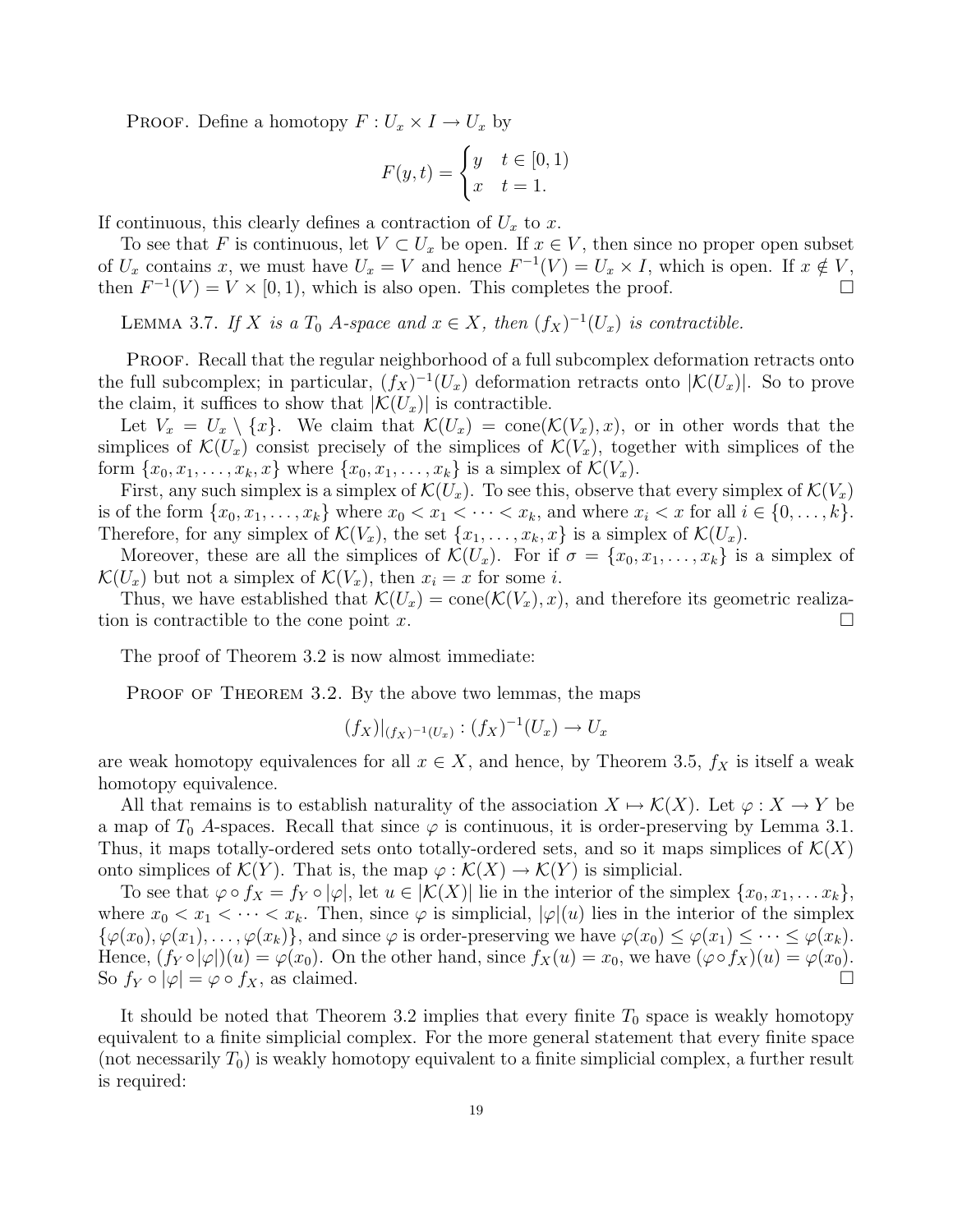Proof. Define a homotopy $F : U_x \times I \to U_x$ by

$$F(y,t) = \begin{cases} y & t \in [0,1) \\ x & t = 1. \end{cases}$$

If continuous, this clearly defines a contraction of $U_x$ to $x$.

To see that $F$ is continuous, let $V \subset U_x$ be open. If $x \in V$, then since no proper open subset of $U_x$ contains $x$, we must have $U_x = V$ and hence $F^{-1}(V) = U_x \times I$, which is open. If $x \notin V$, then $F^{-1}(V) = V \times [0,1)$, which is also open. This completes the proof. $\square$

Lemma 3.7. *If $X$ is a $T_0$ A-space and $x \in X$, then $(f_X)^{-1}(U_x)$ is contractible.*

Proof. Recall that the regular neighborhood of a full subcomplex deformation retracts onto the full subcomplex; in particular, $(f_X)^{-1}(U_x)$ deformation retracts onto $|\mathcal{K}(U_x)|$. So to prove the claim, it suffices to show that $|\mathcal{K}(U_x)|$ is contractible.

Let $V_x = U_x \setminus \{x\}$. We claim that $\mathcal{K}(U_x) = \operatorname{cone}(\mathcal{K}(V_x), x)$, or in other words that the simplices of $\mathcal{K}(U_x)$ consist precisely of the simplices of $\mathcal{K}(V_x)$, together with simplices of the form $\{x_0, x_1, \ldots, x_k, x\}$ where $\{x_0, x_1, \ldots, x_k\}$ is a simplex of $\mathcal{K}(V_x)$.

First, any such simplex is a simplex of $\mathcal{K}(U_x)$. To see this, observe that every simplex of $\mathcal{K}(V_x)$ is of the form $\{x_0, x_1, \ldots, x_k\}$ where $x_0 < x_1 < \cdots < x_k$, and where $x_i < x$ for all $i \in \{0, \ldots, k\}$. Therefore, for any simplex of $\mathcal{K}(V_x)$, the set $\{x_1, \ldots, x_k, x\}$ is a simplex of $\mathcal{K}(U_x)$.

Moreover, these are all the simplices of $\mathcal{K}(U_x)$. For if $\sigma = \{x_0, x_1, \ldots, x_k\}$ is a simplex of $\mathcal{K}(U_x)$ but not a simplex of $\mathcal{K}(V_x)$, then $x_i = x$ for some $i$.

Thus, we have established that $\mathcal{K}(U_x) = \operatorname{cone}(\mathcal{K}(V_x), x)$, and therefore its geometric realization is contractible to the cone point $x$. $\square$

The proof of Theorem 3.2 is now almost immediate:

Proof of Theorem 3.2. By the above two lemmas, the maps

$$(f_X)|_{(f_X)^{-1}(U_x)} : (f_X)^{-1}(U_x) \to U_x$$

are weak homotopy equivalences for all $x \in X$, and hence, by Theorem 3.5, $f_X$ is itself a weak homotopy equivalence.

All that remains is to establish naturality of the association $X \mapsto \mathcal{K}(X)$. Let $\varphi : X \to Y$ be a map of $T_0$ A-spaces. Recall that since $\varphi$ is continuous, it is order-preserving by Lemma 3.1. Thus, it maps totally-ordered sets onto totally-ordered sets, and so it maps simplices of $\mathcal{K}(X)$ onto simplices of $\mathcal{K}(Y)$. That is, the map $\varphi : \mathcal{K}(X) \to \mathcal{K}(Y)$ is simplicial.

To see that $\varphi \circ f_X = f_Y \circ |\varphi|$, let $u \in |\mathcal{K}(X)|$ lie in the interior of the simplex $\{x_0, x_1, \ldots x_k\}$, where $x_0 < x_1 < \cdots < x_k$. Then, since $\varphi$ is simplicial, $|\varphi|(u)$ lies in the interior of the simplex $\{\varphi(x_0), \varphi(x_1), \ldots, \varphi(x_k)\}$, and since $\varphi$ is order-preserving we have $\varphi(x_0) \leq \varphi(x_1) \leq \cdots \leq \varphi(x_k)$. Hence, $(f_Y \circ |\varphi|)(u) = \varphi(x_0)$. On the other hand, since $f_X(u) = x_0$, we have $(\varphi \circ f_X)(u) = \varphi(x_0)$. So $f_Y \circ |\varphi| = \varphi \circ f_X$, as claimed. $\square$

It should be noted that Theorem 3.2 implies that every finite $T_0$ space is weakly homotopy equivalent to a finite simplicial complex. For the more general statement that every finite space (not necessarily $T_0$) is weakly homotopy equivalent to a finite simplicial complex, a further result is required: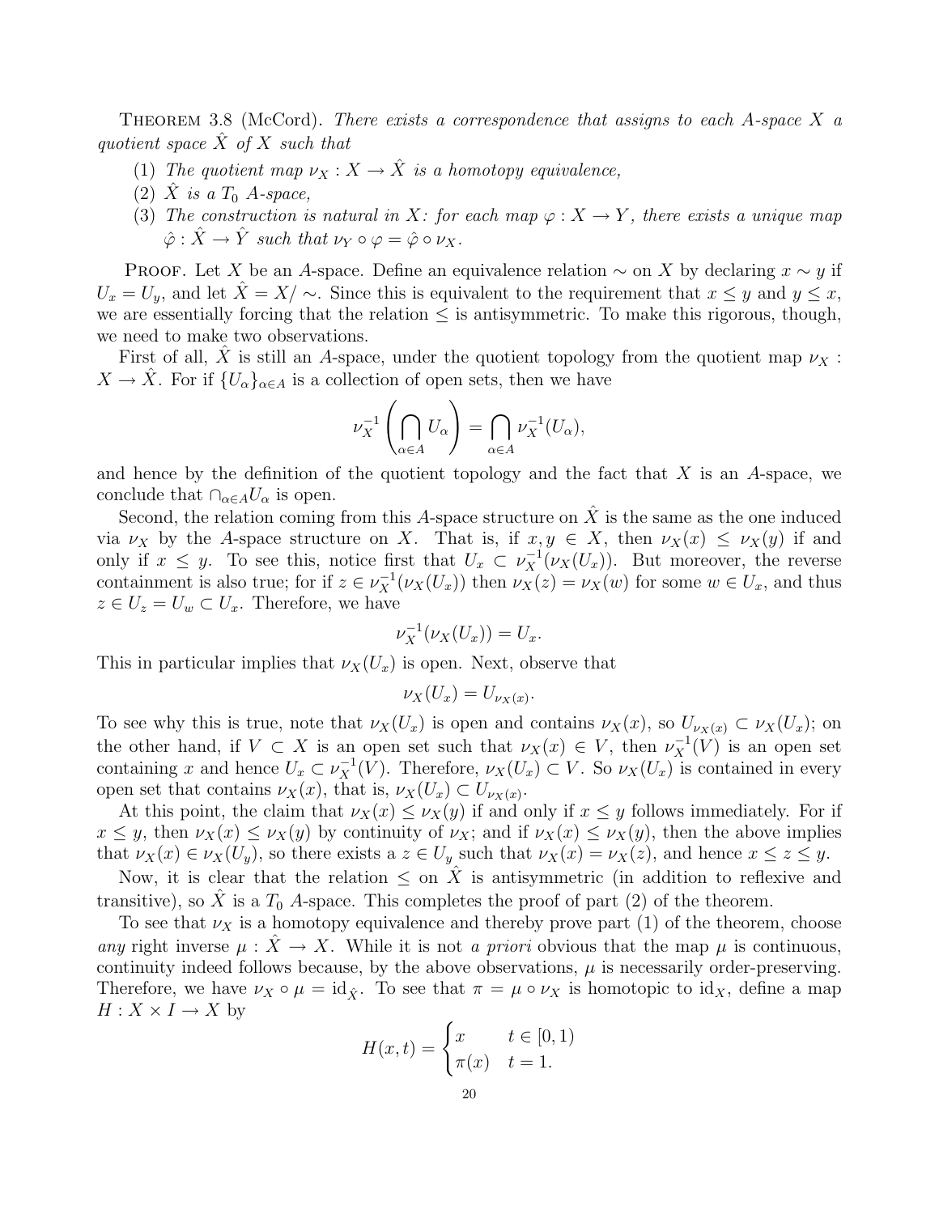**Theorem 3.8 (McCord).** *There exists a correspondence that assigns to each A-space $X$ a quotient space $\hat{X}$ of $X$ such that*

1. *The quotient map $\nu_X : X \to \hat{X}$ is a homotopy equivalence,*
2. *$\hat{X}$ is a $T_0$ A-space,*
3. *The construction is natural in $X$: for each map $\varphi : X \to Y$, there exists a unique map $\hat{\varphi} : \hat{X} \to \hat{Y}$ such that $\nu_Y \circ \varphi = \hat{\varphi} \circ \nu_X$.*

**Proof.** Let $X$ be an $A$-space. Define an equivalence relation $\sim$ on $X$ by declaring $x \sim y$ if $U_x = U_y$, and let $\hat{X} = X/\sim$. Since this is equivalent to the requirement that $x \leq y$ and $y \leq x$, we are essentially forcing that the relation $\leq$ is antisymmetric. To make this rigorous, though, we need to make two observations.

First of all, $\hat{X}$ is still an $A$-space, under the quotient topology from the quotient map $\nu_X : X \to \hat{X}$. For if $\{U_\alpha\}_{\alpha \in A}$ is a collection of open sets, then we have

$$\nu_X^{-1}\left(\bigcap_{\alpha \in A} U_\alpha\right) = \bigcap_{\alpha \in A} \nu_X^{-1}(U_\alpha),$$

and hence by the definition of the quotient topology and the fact that $X$ is an $A$-space, we conclude that $\cap_{\alpha \in A} U_\alpha$ is open.

Second, the relation coming from this $A$-space structure on $\hat{X}$ is the same as the one induced via $\nu_X$ by the $A$-space structure on $X$. That is, if $x, y \in X$, then $\nu_X(x) \leq \nu_X(y)$ if and only if $x \leq y$. To see this, notice first that $U_x \subset \nu_X^{-1}(\nu_X(U_x))$. But moreover, the reverse containment is also true; for if $z \in \nu_X^{-1}(\nu_X(U_x))$ then $\nu_X(z) = \nu_X(w)$ for some $w \in U_x$, and thus $z \in U_z = U_w \subset U_x$. Therefore, we have

$$\nu_X^{-1}(\nu_X(U_x)) = U_x.$$

This in particular implies that $\nu_X(U_x)$ is open. Next, observe that

$$\nu_X(U_x) = U_{\nu_X(x)}.$$

To see why this is true, note that $\nu_X(U_x)$ is open and contains $\nu_X(x)$, so $U_{\nu_X(x)} \subset \nu_X(U_x)$; on the other hand, if $V \subset X$ is an open set such that $\nu_X(x) \in V$, then $\nu_X^{-1}(V)$ is an open set containing $x$ and hence $U_x \subset \nu_X^{-1}(V)$. Therefore, $\nu_X(U_x) \subset V$. So $\nu_X(U_x)$ is contained in every open set that contains $\nu_X(x)$, that is, $\nu_X(U_x) \subset U_{\nu_X(x)}$.

At this point, the claim that $\nu_X(x) \leq \nu_X(y)$ if and only if $x \leq y$ follows immediately. For if $x \leq y$, then $\nu_X(x) \leq \nu_X(y)$ by continuity of $\nu_X$; and if $\nu_X(x) \leq \nu_X(y)$, then the above implies that $\nu_X(x) \in \nu_X(U_y)$, so there exists a $z \in U_y$ such that $\nu_X(x) = \nu_X(z)$, and hence $x \leq z \leq y$.

Now, it is clear that the relation $\leq$ on $\hat{X}$ is antisymmetric (in addition to reflexive and transitive), so $\hat{X}$ is a $T_0$ $A$-space. This completes the proof of part (2) of the theorem.

To see that $\nu_X$ is a homotopy equivalence and thereby prove part (1) of the theorem, choose *any* right inverse $\mu : \hat{X} \to X$. While it is not *a priori* obvious that the map $\mu$ is continuous, continuity indeed follows because, by the above observations, $\mu$ is necessarily order-preserving. Therefore, we have $\nu_X \circ \mu = \mathrm{id}_{\hat{X}}$. To see that $\pi = \mu \circ \nu_X$ is homotopic to $\mathrm{id}_X$, define a map $H : X \times I \to X$ by

$$H(x,t) = \begin{cases} x & t \in [0,1) \\ \pi(x) & t = 1. \end{cases}$$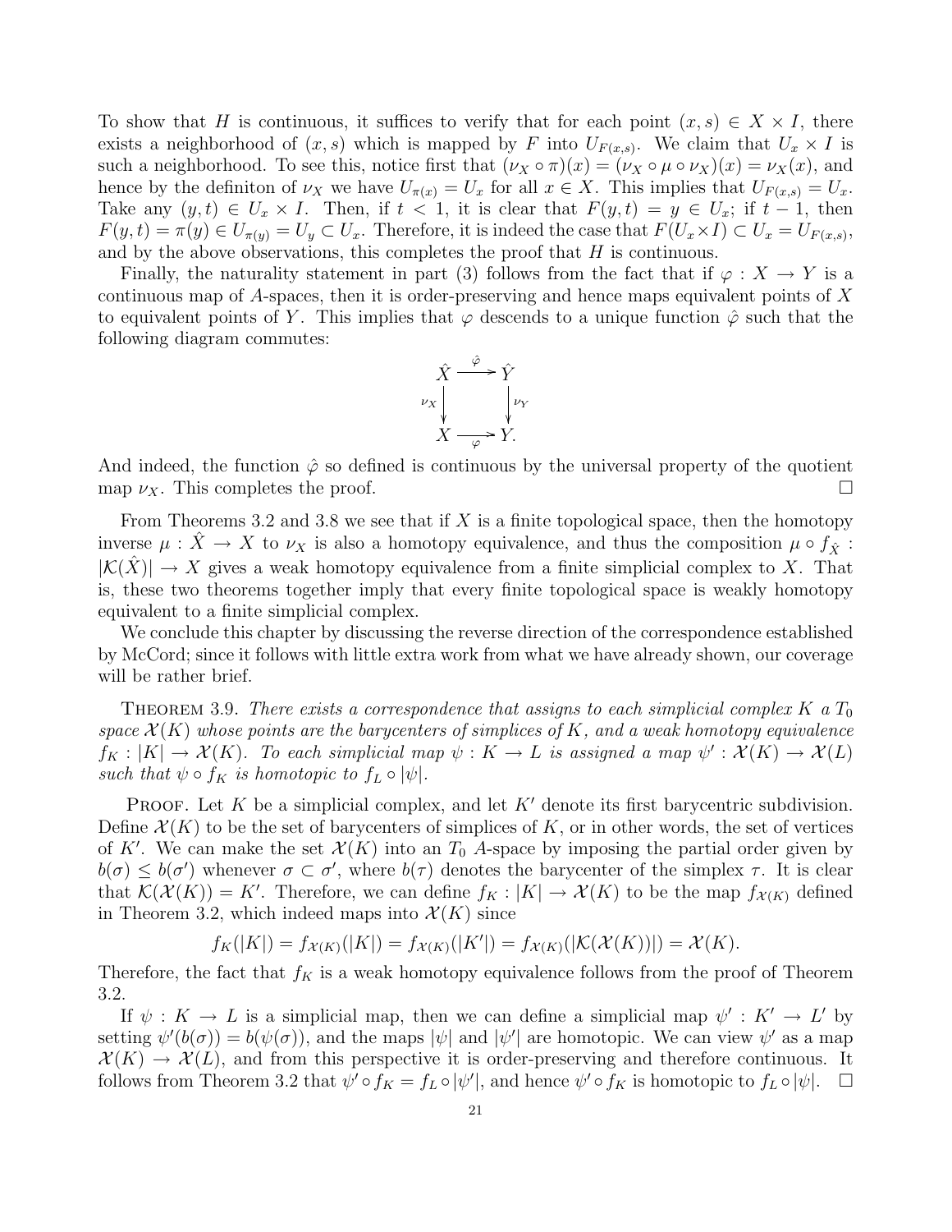To show that $H$ is continuous, it suffices to verify that for each point $(x, s) \in X \times I$, there exists a neighborhood of $(x, s)$ which is mapped by $F$ into $U_{F(x,s)}$. We claim that $U_x \times I$ is such a neighborhood. To see this, notice first that $(\nu_X \circ \pi)(x) = (\nu_X \circ \mu \circ \nu_X)(x) = \nu_X(x)$, and hence by the definiton of $\nu_X$ we have $U_{\pi(x)} = U_x$ for all $x \in X$. This implies that $U_{F(x,s)} = U_x$. Take any $(y, t) \in U_x \times I$. Then, if $t < 1$, it is clear that $F(y, t) = y \in U_x$; if $t - 1$, then $F(y, t) = \pi(y) \in U_{\pi(y)} = U_y \subset U_x$. Therefore, it is indeed the case that $F(U_x \times I) \subset U_x = U_{F(x,s)}$, and by the above observations, this completes the proof that $H$ is continuous.

Finally, the naturality statement in part (3) follows from the fact that if $\varphi : X \to Y$ is a continuous map of $A$-spaces, then it is order-preserving and hence maps equivalent points of $X$ to equivalent points of $Y$. This implies that $\varphi$ descends to a unique function $\hat{\varphi}$ such that the following diagram commutes:

$$\begin{array}{ccc} \hat{X} & \xrightarrow{\hat{\varphi}} & \hat{Y} \\ {\scriptstyle \nu_X}\downarrow & & \downarrow{\scriptstyle \nu_Y} \\ X & \xrightarrow[\varphi]{} & Y. \end{array}$$

And indeed, the function $\hat{\varphi}$ so defined is continuous by the universal property of the quotient map $\nu_X$. This completes the proof. $\square$

From Theorems 3.2 and 3.8 we see that if $X$ is a finite topological space, then the homotopy inverse $\mu : \hat{X} \to X$ to $\nu_X$ is also a homotopy equivalence, and thus the composition $\mu \circ f_{\hat{X}} : |\mathcal{K}(\hat{X})| \to X$ gives a weak homotopy equivalence from a finite simplicial complex to $X$. That is, these two theorems together imply that every finite topological space is weakly homotopy equivalent to a finite simplicial complex.

We conclude this chapter by discussing the reverse direction of the correspondence established by McCord; since it follows with little extra work from what we have already shown, our coverage will be rather brief.

Theorem 3.9. *There exists a correspondence that assigns to each simplicial complex $K$ a $T_0$ space $\mathcal{X}(K)$ whose points are the barycenters of simplices of $K$, and a weak homotopy equivalence $f_K : |K| \to \mathcal{X}(K)$. To each simplicial map $\psi : K \to L$ is assigned a map $\psi' : \mathcal{X}(K) \to \mathcal{X}(L)$ such that $\psi \circ f_K$ is homotopic to $f_L \circ |\psi|$.*

Proof. Let $K$ be a simplicial complex, and let $K'$ denote its first barycentric subdivision. Define $\mathcal{X}(K)$ to be the set of barycenters of simplices of $K$, or in other words, the set of vertices of $K'$. We can make the set $\mathcal{X}(K)$ into an $T_0$ $A$-space by imposing the partial order given by $b(\sigma) \leq b(\sigma')$ whenever $\sigma \subset \sigma'$, where $b(\tau)$ denotes the barycenter of the simplex $\tau$. It is clear that $\mathcal{K}(\mathcal{X}(K)) = K'$. Therefore, we can define $f_K : |K| \to \mathcal{X}(K)$ to be the map $f_{\mathcal{X}(K)}$ defined in Theorem 3.2, which indeed maps into $\mathcal{X}(K)$ since

$$f_K(|K|) = f_{\mathcal{X}(K)}(|K|) = f_{\mathcal{X}(K)}(|K'|) = f_{\mathcal{X}(K)}(|\mathcal{K}(\mathcal{X}(K))|) = \mathcal{X}(K).$$

Therefore, the fact that $f_K$ is a weak homotopy equivalence follows from the proof of Theorem 3.2.

If $\psi : K \to L$ is a simplicial map, then we can define a simplicial map $\psi' : K' \to L'$ by setting $\psi'(b(\sigma)) = b(\psi(\sigma))$, and the maps $|\psi|$ and $|\psi'|$ are homotopic. We can view $\psi'$ as a map $\mathcal{X}(K) \to \mathcal{X}(L)$, and from this perspective it is order-preserving and therefore continuous. It follows from Theorem 3.2 that $\psi' \circ f_K = f_L \circ |\psi'|$, and hence $\psi' \circ f_K$ is homotopic to $f_L \circ |\psi|$. $\square$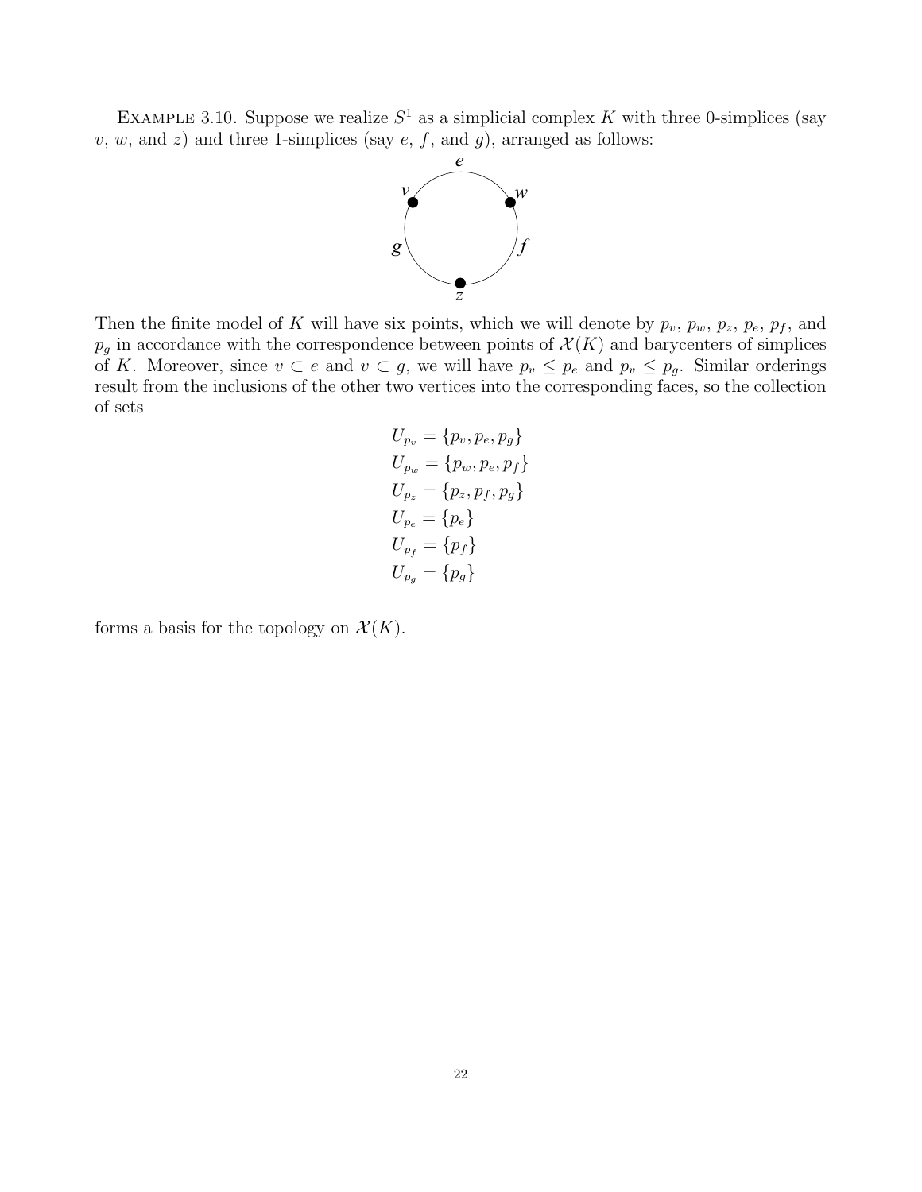EXAMPLE 3.10. Suppose we realize $S^1$ as a simplicial complex $K$ with three 0-simplices (say $v$, $w$, and $z$) and three 1-simplices (say $e$, $f$, and $g$), arranged as follows:

Then the finite model of $K$ will have six points, which we will denote by $p_v$, $p_w$, $p_z$, $p_e$, $p_f$, and $p_g$ in accordance with the correspondence between points of $\mathcal{X}(K)$ and barycenters of simplices of $K$. Moreover, since $v \subset e$ and $v \subset g$, we will have $p_v \leq p_e$ and $p_v \leq p_g$. Similar orderings result from the inclusions of the other two vertices into the corresponding faces, so the collection of sets

$$
\begin{aligned}
U_{p_v} &= \{p_v, p_e, p_g\} \\
U_{p_w} &= \{p_w, p_e, p_f\} \\
U_{p_z} &= \{p_z, p_f, p_g\} \\
U_{p_e} &= \{p_e\} \\
U_{p_f} &= \{p_f\} \\
U_{p_g} &= \{p_g\}
\end{aligned}
$$

forms a basis for the topology on $\mathcal{X}(K)$.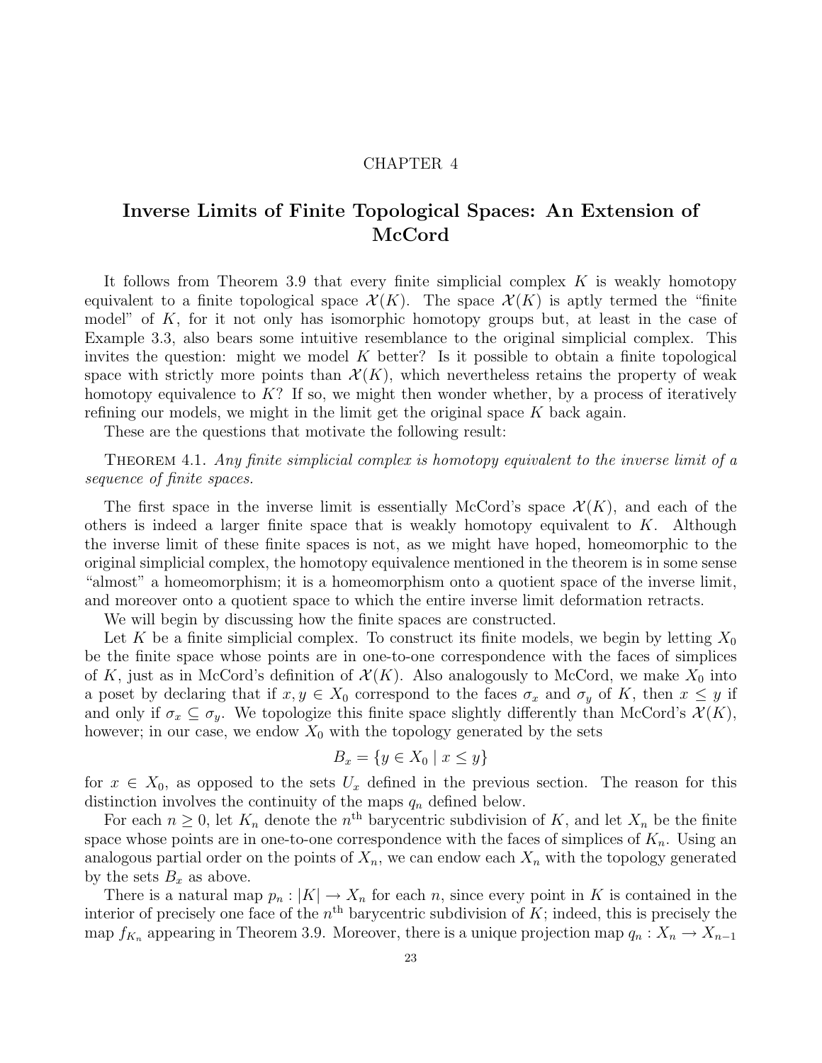# CHAPTER 4

## Inverse Limits of Finite Topological Spaces: An Extension of McCord

It follows from Theorem 3.9 that every finite simplicial complex $K$ is weakly homotopy equivalent to a finite topological space $\mathcal{X}(K)$. The space $\mathcal{X}(K)$ is aptly termed the "finite model" of $K$, for it not only has isomorphic homotopy groups but, at least in the case of Example 3.3, also bears some intuitive resemblance to the original simplicial complex. This invites the question: might we model $K$ better? Is it possible to obtain a finite topological space with strictly more points than $\mathcal{X}(K)$, which nevertheless retains the property of weak homotopy equivalence to $K$? If so, we might then wonder whether, by a process of iteratively refining our models, we might in the limit get the original space $K$ back again.

These are the questions that motivate the following result:

Theorem 4.1. *Any finite simplicial complex is homotopy equivalent to the inverse limit of a sequence of finite spaces.*

The first space in the inverse limit is essentially McCord's space $\mathcal{X}(K)$, and each of the others is indeed a larger finite space that is weakly homotopy equivalent to $K$. Although the inverse limit of these finite spaces is not, as we might have hoped, homeomorphic to the original simplicial complex, the homotopy equivalence mentioned in the theorem is in some sense "almost" a homeomorphism; it is a homeomorphism onto a quotient space of the inverse limit, and moreover onto a quotient space to which the entire inverse limit deformation retracts.

We will begin by discussing how the finite spaces are constructed.

Let $K$ be a finite simplicial complex. To construct its finite models, we begin by letting $X_0$ be the finite space whose points are in one-to-one correspondence with the faces of simplices of $K$, just as in McCord's definition of $\mathcal{X}(K)$. Also analogously to McCord, we make $X_0$ into a poset by declaring that if $x, y \in X_0$ correspond to the faces $\sigma_x$ and $\sigma_y$ of $K$, then $x \leq y$ if and only if $\sigma_x \subseteq \sigma_y$. We topologize this finite space slightly differently than McCord's $\mathcal{X}(K)$, however; in our case, we endow $X_0$ with the topology generated by the sets

$$B_x = \{y \in X_0 \mid x \leq y\}$$

for $x \in X_0$, as opposed to the sets $U_x$ defined in the previous section. The reason for this distinction involves the continuity of the maps $q_n$ defined below.

For each $n \geq 0$, let $K_n$ denote the $n^{\text{th}}$ barycentric subdivision of $K$, and let $X_n$ be the finite space whose points are in one-to-one correspondence with the faces of simplices of $K_n$. Using an analogous partial order on the points of $X_n$, we can endow each $X_n$ with the topology generated by the sets $B_x$ as above.

There is a natural map $p_n : |K| \to X_n$ for each $n$, since every point in $K$ is contained in the interior of precisely one face of the $n^{\text{th}}$ barycentric subdivision of $K$; indeed, this is precisely the map $f_{K_n}$ appearing in Theorem 3.9. Moreover, there is a unique projection map $q_n : X_n \to X_{n-1}$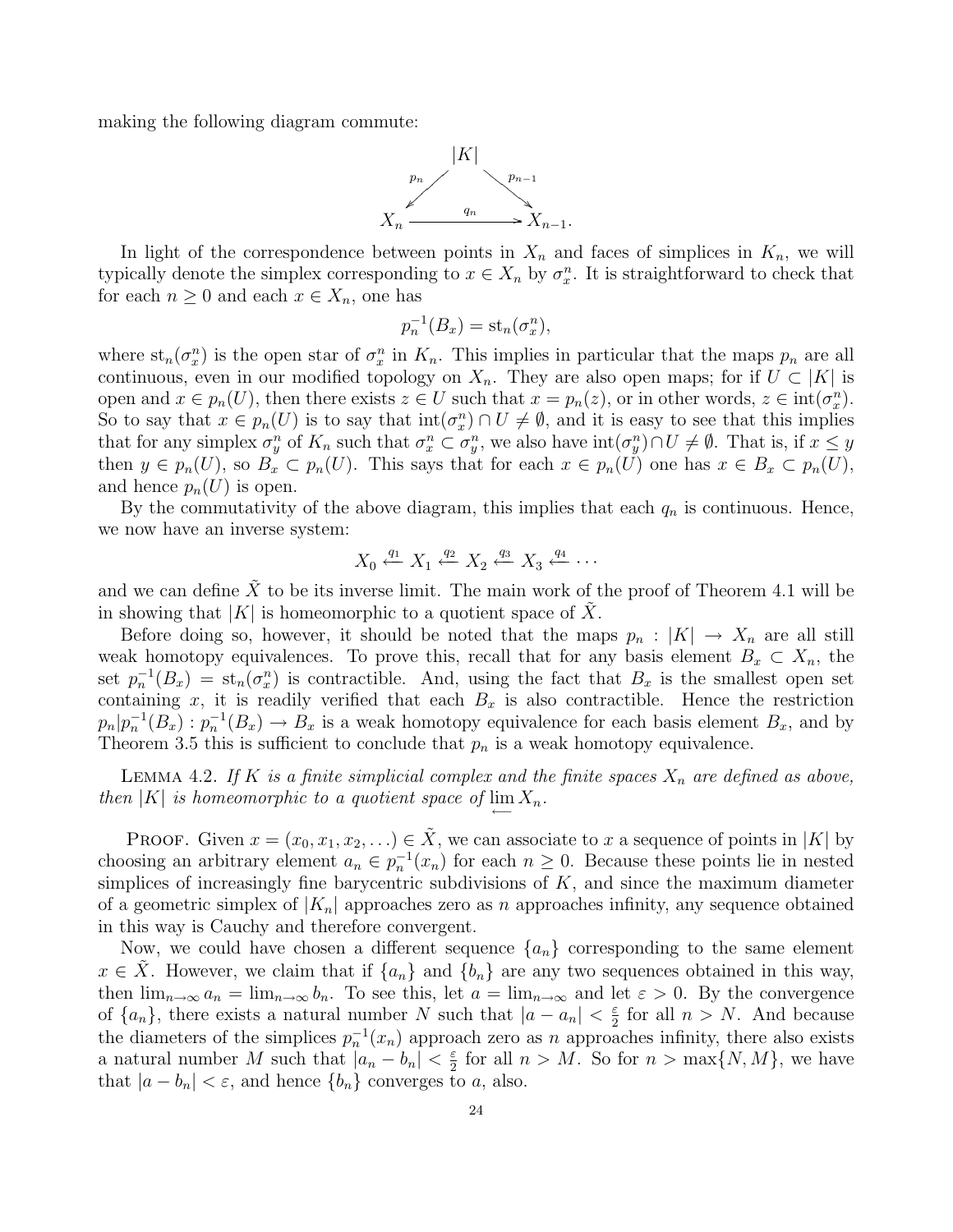making the following diagram commute:

$$\begin{array}{ccc} & |K| & \\ {}^{p_n}\swarrow & & \searrow^{p_{n-1}} \\ X_n & \xrightarrow{\quad q_n \quad} & X_{n-1}. \end{array}$$

In light of the correspondence between points in $X_n$ and faces of simplices in $K_n$, we will typically denote the simplex corresponding to $x \in X_n$ by $\sigma_x^n$. It is straightforward to check that for each $n \geq 0$ and each $x \in X_n$, one has

$$p_n^{-1}(B_x) = \text{st}_n(\sigma_x^n),$$

where $\text{st}_n(\sigma_x^n)$ is the open star of $\sigma_x^n$ in $K_n$. This implies in particular that the maps $p_n$ are all continuous, even in our modified topology on $X_n$. They are also open maps; for if $U \subset |K|$ is open and $x \in p_n(U)$, then there exists $z \in U$ such that $x = p_n(z)$, or in other words, $z \in \text{int}(\sigma_x^n)$. So to say that $x \in p_n(U)$ is to say that $\text{int}(\sigma_x^n) \cap U \neq \emptyset$, and it is easy to see that this implies that for any simplex $\sigma_y^n$ of $K_n$ such that $\sigma_x^n \subset \sigma_y^n$, we also have $\text{int}(\sigma_y^n) \cap U \neq \emptyset$. That is, if $x \leq y$ then $y \in p_n(U)$, so $B_x \subset p_n(U)$. This says that for each $x \in p_n(U)$ one has $x \in B_x \subset p_n(U)$, and hence $p_n(U)$ is open.

By the commutativity of the above diagram, this implies that each $q_n$ is continuous. Hence, we now have an inverse system:

$$X_0 \xleftarrow{q_1} X_1 \xleftarrow{q_2} X_2 \xleftarrow{q_3} X_3 \xleftarrow{q_4} \cdots$$

and we can define $\tilde{X}$ to be its inverse limit. The main work of the proof of Theorem 4.1 will be in showing that $|K|$ is homeomorphic to a quotient space of $\tilde{X}$.

Before doing so, however, it should be noted that the maps $p_n : |K| \to X_n$ are all still weak homotopy equivalences. To prove this, recall that for any basis element $B_x \subset X_n$, the set $p_n^{-1}(B_x) = \text{st}_n(\sigma_x^n)$ is contractible. And, using the fact that $B_x$ is the smallest open set containing $x$, it is readily verified that each $B_x$ is also contractible. Hence the restriction $p_n|p_n^{-1}(B_x) : p_n^{-1}(B_x) \to B_x$ is a weak homotopy equivalence for each basis element $B_x$, and by Theorem 3.5 this is sufficient to conclude that $p_n$ is a weak homotopy equivalence.

LEMMA 4.2. *If $K$ is a finite simplicial complex and the finite spaces $X_n$ are defined as above, then $|K|$ is homeomorphic to a quotient space of $\varprojlim X_n$.*

PROOF. Given $x = (x_0, x_1, x_2, \ldots) \in \tilde{X}$, we can associate to $x$ a sequence of points in $|K|$ by choosing an arbitrary element $a_n \in p_n^{-1}(x_n)$ for each $n \geq 0$. Because these points lie in nested simplices of increasingly fine barycentric subdivisions of $K$, and since the maximum diameter of a geometric simplex of $|K_n|$ approaches zero as $n$ approaches infinity, any sequence obtained in this way is Cauchy and therefore convergent.

Now, we could have chosen a different sequence $\{a_n\}$ corresponding to the same element $x \in \tilde{X}$. However, we claim that if $\{a_n\}$ and $\{b_n\}$ are any two sequences obtained in this way, then $\lim_{n\to\infty} a_n = \lim_{n\to\infty} b_n$. To see this, let $a = \lim_{n\to\infty}$ and let $\varepsilon > 0$. By the convergence of $\{a_n\}$, there exists a natural number $N$ such that $|a - a_n| < \frac{\varepsilon}{2}$ for all $n > N$. And because the diameters of the simplices $p_n^{-1}(x_n)$ approach zero as $n$ approaches infinity, there also exists a natural number $M$ such that $|a_n - b_n| < \frac{\varepsilon}{2}$ for all $n > M$. So for $n > \max\{N, M\}$, we have that $|a - b_n| < \varepsilon$, and hence $\{b_n\}$ converges to $a$, also.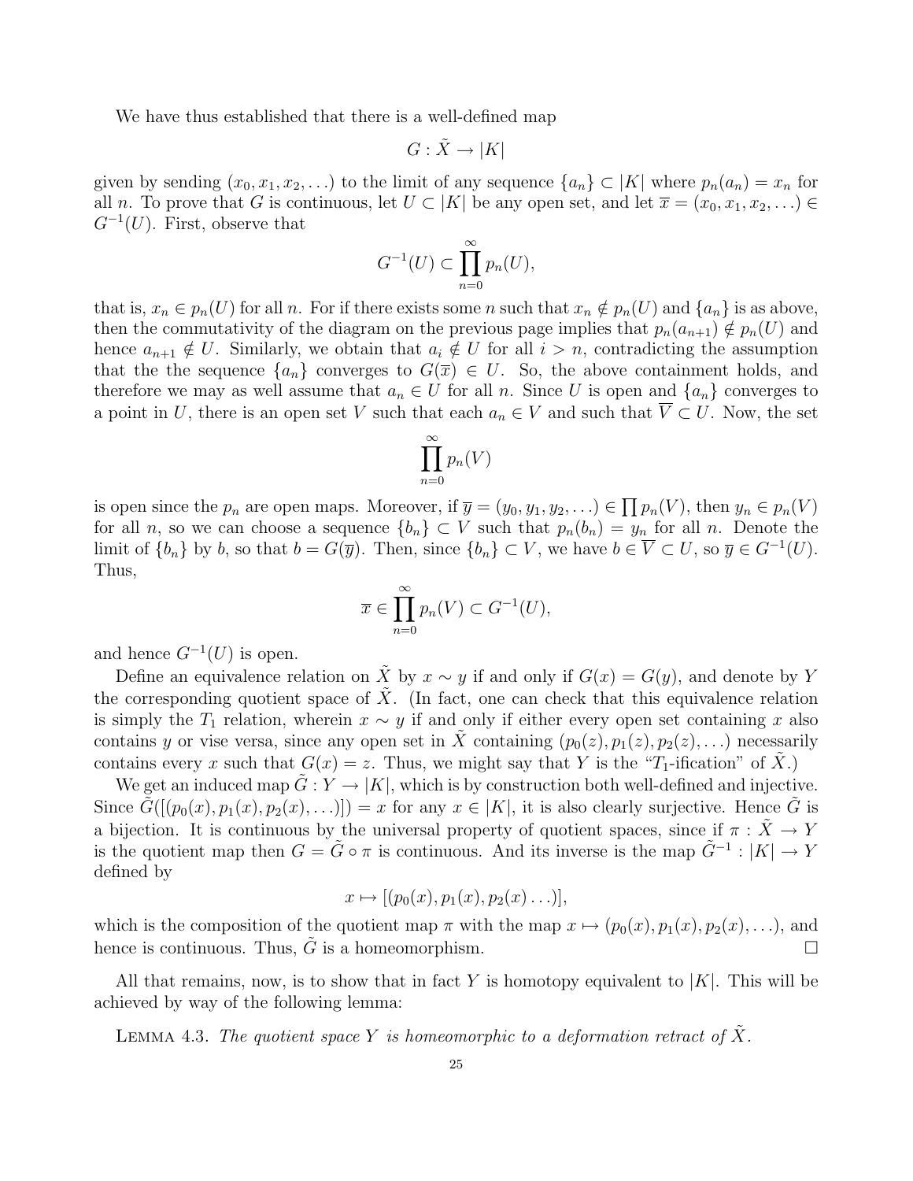We have thus established that there is a well-defined map

$$G : \tilde{X} \to |K|$$

given by sending $(x_0, x_1, x_2, \ldots)$ to the limit of any sequence $\{a_n\} \subset |K|$ where $p_n(a_n) = x_n$ for all $n$. To prove that $G$ is continuous, let $U \subset |K|$ be any open set, and let $\overline{x} = (x_0, x_1, x_2, \ldots) \in G^{-1}(U)$. First, observe that

$$G^{-1}(U) \subset \prod_{n=0}^{\infty} p_n(U),$$

that is, $x_n \in p_n(U)$ for all $n$. For if there exists some $n$ such that $x_n \notin p_n(U)$ and $\{a_n\}$ is as above, then the commutativity of the diagram on the previous page implies that $p_n(a_{n+1}) \notin p_n(U)$ and hence $a_{n+1} \notin U$. Similarly, we obtain that $a_i \notin U$ for all $i > n$, contradicting the assumption that the the sequence $\{a_n\}$ converges to $G(\overline{x}) \in U$. So, the above containment holds, and therefore we may as well assume that $a_n \in U$ for all $n$. Since $U$ is open and $\{a_n\}$ converges to a point in $U$, there is an open set $V$ such that each $a_n \in V$ and such that $\overline{V} \subset U$. Now, the set

$$\prod_{n=0}^{\infty} p_n(V)$$

is open since the $p_n$ are open maps. Moreover, if $\overline{y} = (y_0, y_1, y_2, \ldots) \in \prod p_n(V)$, then $y_n \in p_n(V)$ for all $n$, so we can choose a sequence $\{b_n\} \subset V$ such that $p_n(b_n) = y_n$ for all $n$. Denote the limit of $\{b_n\}$ by $b$, so that $b = G(\overline{y})$. Then, since $\{b_n\} \subset V$, we have $b \in \overline{V} \subset U$, so $\overline{y} \in G^{-1}(U)$. Thus,

$$\overline{x} \in \prod_{n=0}^{\infty} p_n(V) \subset G^{-1}(U),$$

and hence $G^{-1}(U)$ is open.

Define an equivalence relation on $\tilde{X}$ by $x \sim y$ if and only if $G(x) = G(y)$, and denote by $Y$ the corresponding quotient space of $\tilde{X}$. (In fact, one can check that this equivalence relation is simply the $T_1$ relation, wherein $x \sim y$ if and only if either every open set containing $x$ also contains $y$ or vise versa, since any open set in $\tilde{X}$ containing $(p_0(z), p_1(z), p_2(z), \ldots)$ necessarily contains every $x$ such that $G(x) = z$. Thus, we might say that $Y$ is the "$T_1$-ification" of $\tilde{X}$.)

We get an induced map $\tilde{G} : Y \to |K|$, which is by construction both well-defined and injective. Since $\tilde{G}([(p_0(x), p_1(x), p_2(x), \ldots)]) = x$ for any $x \in |K|$, it is also clearly surjective. Hence $\tilde{G}$ is a bijection. It is continuous by the universal property of quotient spaces, since if $\pi : \tilde{X} \to Y$ is the quotient map then $G = \tilde{G} \circ \pi$ is continuous. And its inverse is the map $\tilde{G}^{-1} : |K| \to Y$ defined by

$$x \mapsto [(p_0(x), p_1(x), p_2(x) \ldots)],$$

which is the composition of the quotient map $\pi$ with the map $x \mapsto (p_0(x), p_1(x), p_2(x), \ldots)$, and hence is continuous. Thus, $\tilde{G}$ is a homeomorphism. □

All that remains, now, is to show that in fact $Y$ is homotopy equivalent to $|K|$. This will be achieved by way of the following lemma:

Lemma 4.3. *The quotient space $Y$ is homeomorphic to a deformation retract of $\tilde{X}$.*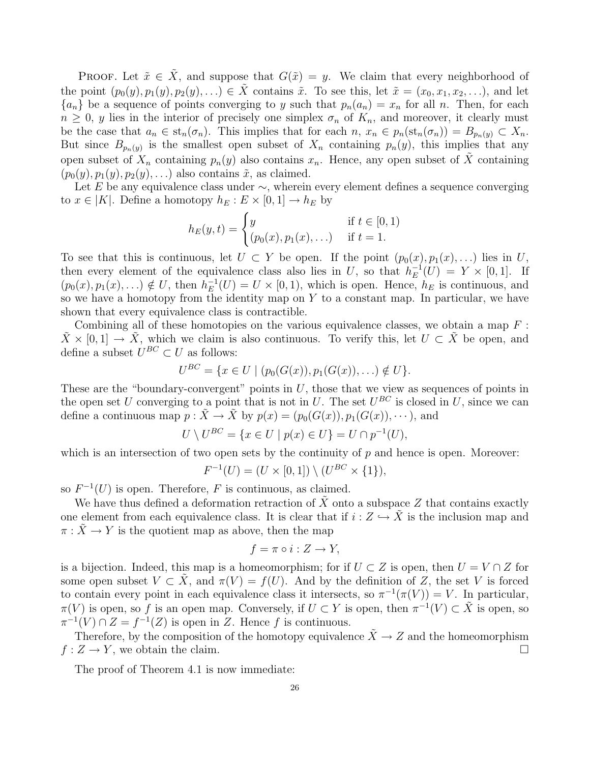**Proof.** Let $\tilde{x} \in \tilde{X}$, and suppose that $G(\tilde{x}) = y$. We claim that every neighborhood of the point $(p_0(y), p_1(y), p_2(y), \ldots) \in \tilde{X}$ contains $\tilde{x}$. To see this, let $\tilde{x} = (x_0, x_1, x_2, \ldots)$, and let $\{a_n\}$ be a sequence of points converging to $y$ such that $p_n(a_n) = x_n$ for all $n$. Then, for each $n \geq 0$, $y$ lies in the interior of precisely one simplex $\sigma_n$ of $K_n$, and moreover, it clearly must be the case that $a_n \in \text{st}_n(\sigma_n)$. This implies that for each $n$, $x_n \in p_n(\text{st}_n(\sigma_n)) = B_{p_n(y)} \subset X_n$. But since $B_{p_n(y)}$ is the smallest open subset of $X_n$ containing $p_n(y)$, this implies that any open subset of $X_n$ containing $p_n(y)$ also contains $x_n$. Hence, any open subset of $\tilde{X}$ containing $(p_0(y), p_1(y), p_2(y), \ldots)$ also contains $\tilde{x}$, as claimed.

Let $E$ be any equivalence class under $\sim$, wherein every element defines a sequence converging to $x \in |K|$. Define a homotopy $h_E : E \times [0,1] \to h_E$ by

$$h_E(y,t) = \begin{cases} y & \text{if } t \in [0,1) \\ (p_0(x), p_1(x), \ldots) & \text{if } t = 1. \end{cases}$$

To see that this is continuous, let $U \subset Y$ be open. If the point $(p_0(x), p_1(x), \ldots)$ lies in $U$, then every element of the equivalence class also lies in $U$, so that $h_E^{-1}(U) = Y \times [0,1]$. If $(p_0(x), p_1(x), \ldots) \notin U$, then $h_E^{-1}(U) = U \times [0,1)$, which is open. Hence, $h_E$ is continuous, and so we have a homotopy from the identity map on $Y$ to a constant map. In particular, we have shown that every equivalence class is contractible.

Combining all of these homotopies on the various equivalence classes, we obtain a map $F : \tilde{X} \times [0,1] \to \tilde{X}$, which we claim is also continuous. To verify this, let $U \subset \tilde{X}$ be open, and define a subset $U^{BC} \subset U$ as follows:

$$U^{BC} = \{x \in U \mid (p_0(G(x)), p_1(G(x)), \ldots) \notin U\}.$$

These are the "boundary-convergent" points in $U$, those that we view as sequences of points in the open set $U$ converging to a point that is not in $U$. The set $U^{BC}$ is closed in $U$, since we can define a continuous map $p : \tilde{X} \to \tilde{X}$ by $p(x) = (p_0(G(x)), p_1(G(x)), \cdots)$, and

$$U \setminus U^{BC} = \{x \in U \mid p(x) \in U\} = U \cap p^{-1}(U),$$

which is an intersection of two open sets by the continuity of $p$ and hence is open. Moreover:

$$F^{-1}(U) = (U \times [0,1]) \setminus (U^{BC} \times \{1\}),$$

so $F^{-1}(U)$ is open. Therefore, $F$ is continuous, as claimed.

We have thus defined a deformation retraction of $\tilde{X}$ onto a subspace $Z$ that contains exactly one element from each equivalence class. It is clear that if $i : Z \hookrightarrow \tilde{X}$ is the inclusion map and $\pi : \tilde{X} \to Y$ is the quotient map as above, then the map

$$f = \pi \circ i : Z \to Y,$$

is a bijection. Indeed, this map is a homeomorphism; for if $U \subset Z$ is open, then $U = V \cap Z$ for some open subset $V \subset \tilde{X}$, and $\pi(V) = f(U)$. And by the definition of $Z$, the set $V$ is forced to contain every point in each equivalence class it intersects, so $\pi^{-1}(\pi(V)) = V$. In particular, $\pi(V)$ is open, so $f$ is an open map. Conversely, if $U \subset Y$ is open, then $\pi^{-1}(V) \subset \tilde{X}$ is open, so $\pi^{-1}(V) \cap Z = f^{-1}(Z)$ is open in $Z$. Hence $f$ is continuous.

Therefore, by the composition of the homotopy equivalence $\tilde{X} \to Z$ and the homeomorphism $f : Z \to Y$, we obtain the claim. □

The proof of Theorem 4.1 is now immediate: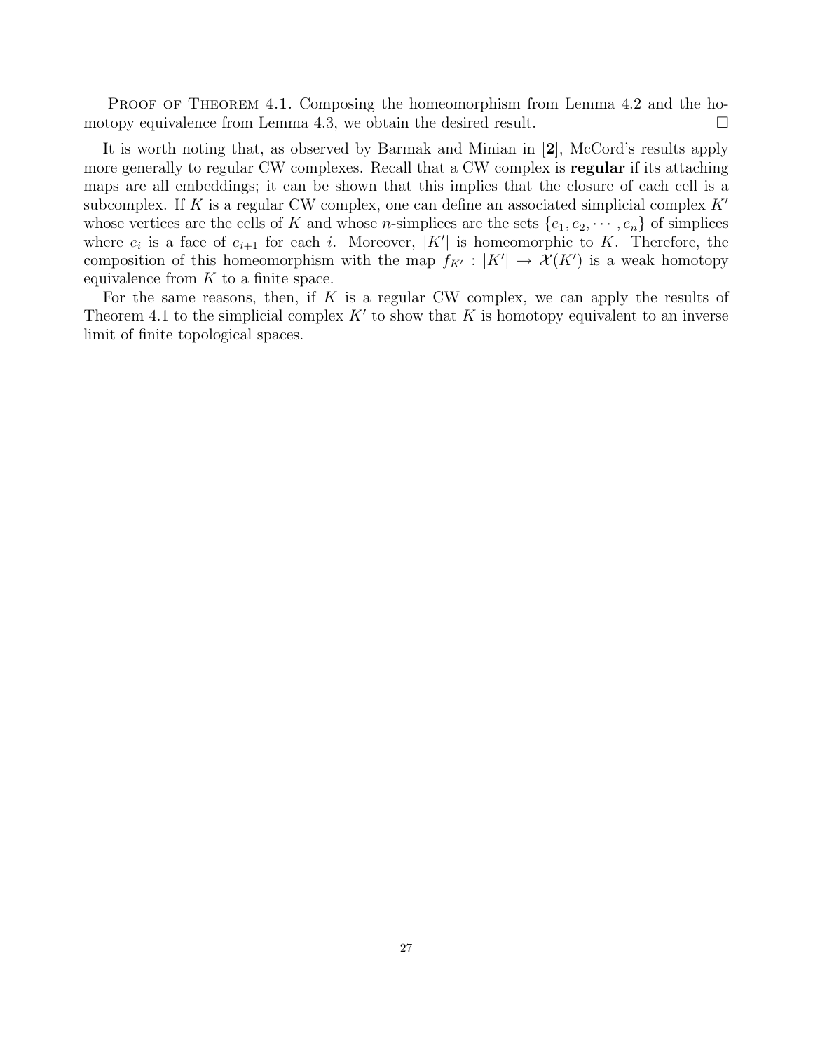Proof of Theorem 4.1. Composing the homeomorphism from Lemma 4.2 and the homotopy equivalence from Lemma 4.3, we obtain the desired result. □

It is worth noting that, as observed by Barmak and Minian in [**2**], McCord's results apply more generally to regular CW complexes. Recall that a CW complex is **regular** if its attaching maps are all embeddings; it can be shown that this implies that the closure of each cell is a subcomplex. If $K$ is a regular CW complex, one can define an associated simplicial complex $K'$ whose vertices are the cells of $K$ and whose $n$-simplices are the sets $\{e_1, e_2, \cdots, e_n\}$ of simplices where $e_i$ is a face of $e_{i+1}$ for each $i$. Moreover, $|K'|$ is homeomorphic to $K$. Therefore, the composition of this homeomorphism with the map $f_{K'} : |K'| \to \mathcal{X}(K')$ is a weak homotopy equivalence from $K$ to a finite space.

For the same reasons, then, if $K$ is a regular CW complex, we can apply the results of Theorem 4.1 to the simplicial complex $K'$ to show that $K$ is homotopy equivalent to an inverse limit of finite topological spaces.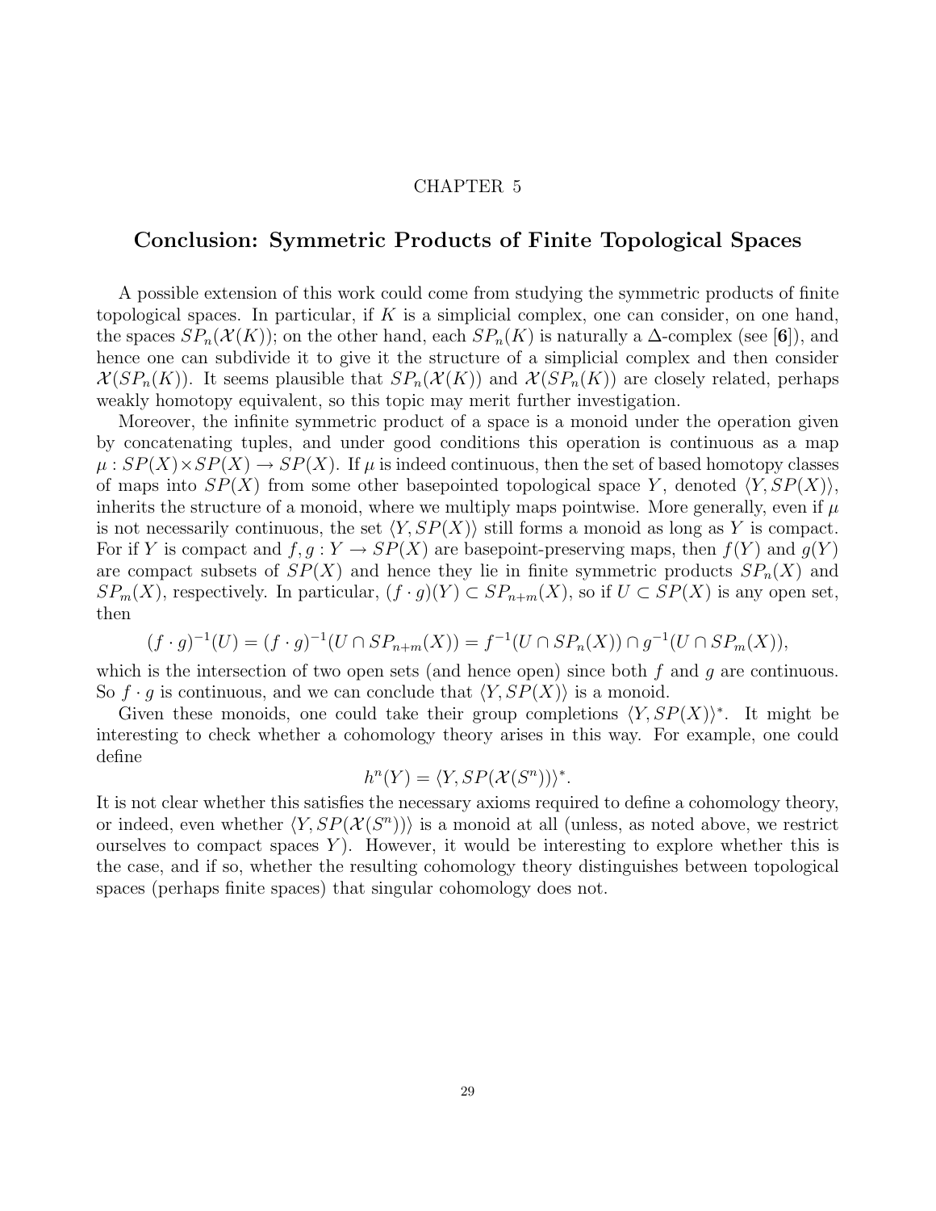# CHAPTER 5

## Conclusion: Symmetric Products of Finite Topological Spaces

A possible extension of this work could come from studying the symmetric products of finite topological spaces. In particular, if $K$ is a simplicial complex, one can consider, on one hand, the spaces $SP_n(\mathcal{X}(K))$; on the other hand, each $SP_n(K)$ is naturally a $\Delta$-complex (see [**6**]), and hence one can subdivide it to give it the structure of a simplicial complex and then consider $\mathcal{X}(SP_n(K))$. It seems plausible that $SP_n(\mathcal{X}(K))$ and $\mathcal{X}(SP_n(K))$ are closely related, perhaps weakly homotopy equivalent, so this topic may merit further investigation.

Moreover, the infinite symmetric product of a space is a monoid under the operation given by concatenating tuples, and under good conditions this operation is continuous as a map $\mu : SP(X) \times SP(X) \to SP(X)$. If $\mu$ is indeed continuous, then the set of based homotopy classes of maps into $SP(X)$ from some other basepointed topological space $Y$, denoted $\langle Y, SP(X)\rangle$, inherits the structure of a monoid, where we multiply maps pointwise. More generally, even if $\mu$ is not necessarily continuous, the set $\langle Y, SP(X)\rangle$ still forms a monoid as long as $Y$ is compact. For if $Y$ is compact and $f, g : Y \to SP(X)$ are basepoint-preserving maps, then $f(Y)$ and $g(Y)$ are compact subsets of $SP(X)$ and hence they lie in finite symmetric products $SP_n(X)$ and $SP_m(X)$, respectively. In particular, $(f \cdot g)(Y) \subset SP_{n+m}(X)$, so if $U \subset SP(X)$ is any open set, then

$$(f \cdot g)^{-1}(U) = (f \cdot g)^{-1}(U \cap SP_{n+m}(X)) = f^{-1}(U \cap SP_n(X)) \cap g^{-1}(U \cap SP_m(X)),$$

which is the intersection of two open sets (and hence open) since both $f$ and $g$ are continuous. So $f \cdot g$ is continuous, and we can conclude that $\langle Y, SP(X)\rangle$ is a monoid.

Given these monoids, one could take their group completions $\langle Y, SP(X)\rangle^*$. It might be interesting to check whether a cohomology theory arises in this way. For example, one could define

$$h^n(Y) = \langle Y, SP(\mathcal{X}(S^n))\rangle^*.$$

It is not clear whether this satisfies the necessary axioms required to define a cohomology theory, or indeed, even whether $\langle Y, SP(\mathcal{X}(S^n))\rangle$ is a monoid at all (unless, as noted above, we restrict ourselves to compact spaces $Y$). However, it would be interesting to explore whether this is the case, and if so, whether the resulting cohomology theory distinguishes between topological spaces (perhaps finite spaces) that singular cohomology does not.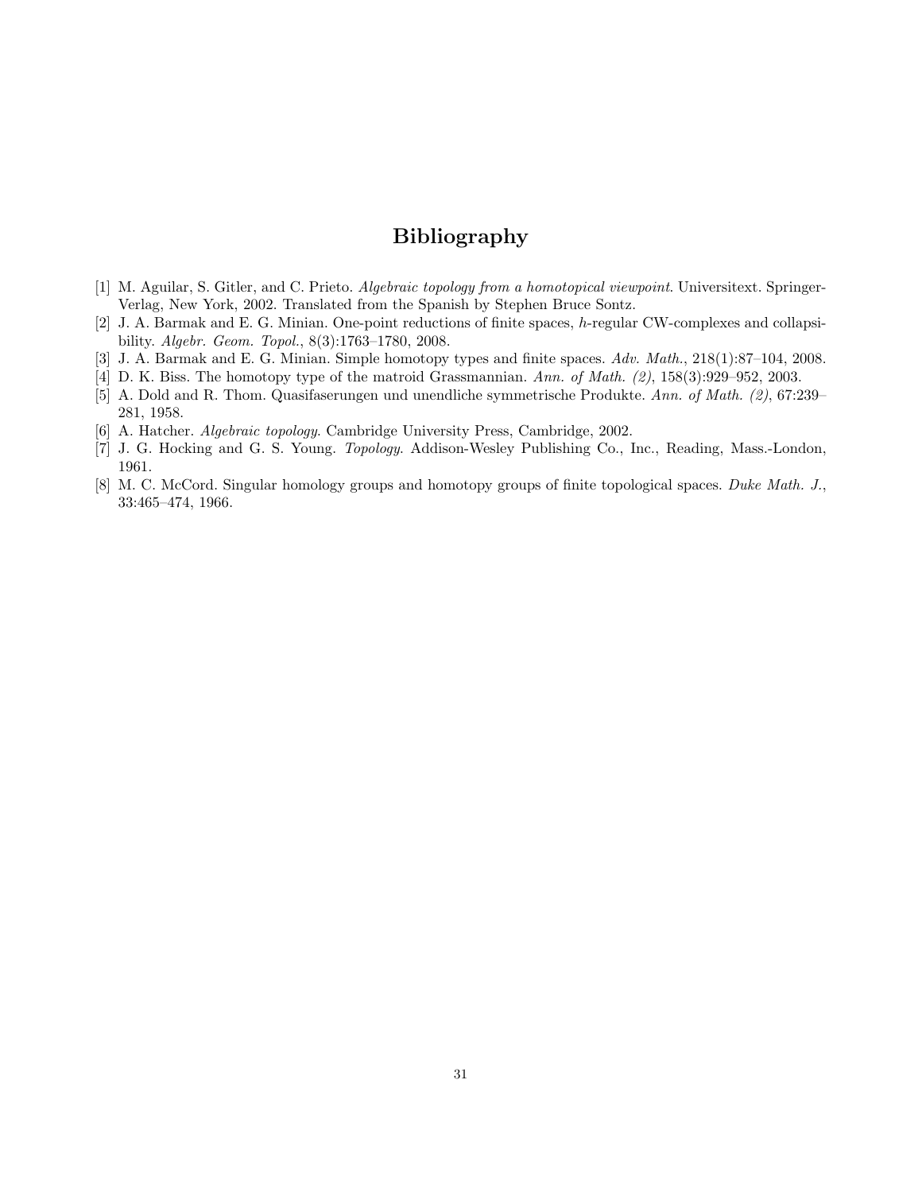# Bibliography

[1] M. Aguilar, S. Gitler, and C. Prieto. *Algebraic topology from a homotopical viewpoint*. Universitext. Springer-Verlag, New York, 2002. Translated from the Spanish by Stephen Bruce Sontz.

[2] J. A. Barmak and E. G. Minian. One-point reductions of finite spaces, $h$-regular CW-complexes and collapsibility. *Algebr. Geom. Topol.*, 8(3):1763–1780, 2008.

[3] J. A. Barmak and E. G. Minian. Simple homotopy types and finite spaces. *Adv. Math.*, 218(1):87–104, 2008.

[4] D. K. Biss. The homotopy type of the matroid Grassmannian. *Ann. of Math. (2)*, 158(3):929–952, 2003.

[5] A. Dold and R. Thom. Quasifaserungen und unendliche symmetrische Produkte. *Ann. of Math. (2)*, 67:239–281, 1958.

[6] A. Hatcher. *Algebraic topology.* Cambridge University Press, Cambridge, 2002.

[7] J. G. Hocking and G. S. Young. *Topology.* Addison-Wesley Publishing Co., Inc., Reading, Mass.-London, 1961.

[8] M. C. McCord. Singular homology groups and homotopy groups of finite topological spaces. *Duke Math. J.*, 33:465–474, 1966.